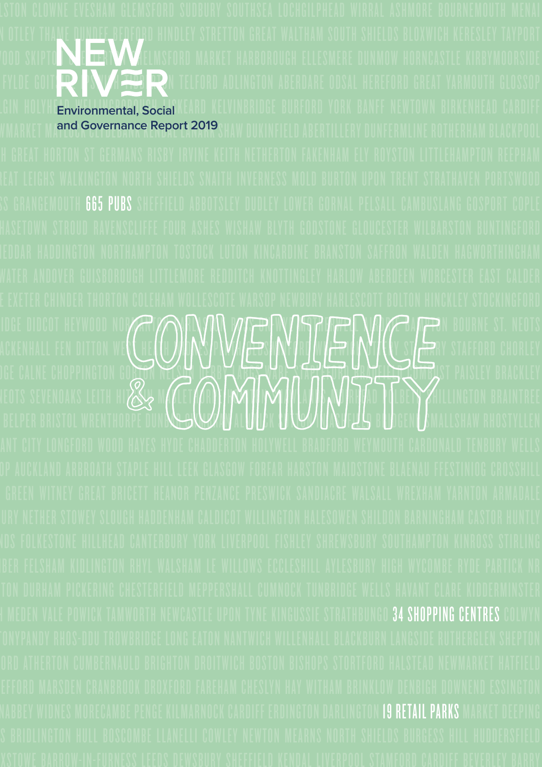# NEW RIVER

Environmental, Social and Governance Report 2019

665 PUBS

# CONVENIENCE & COMMUNITY

34 SHOPPING CENTRES

19 RETAIL PARKS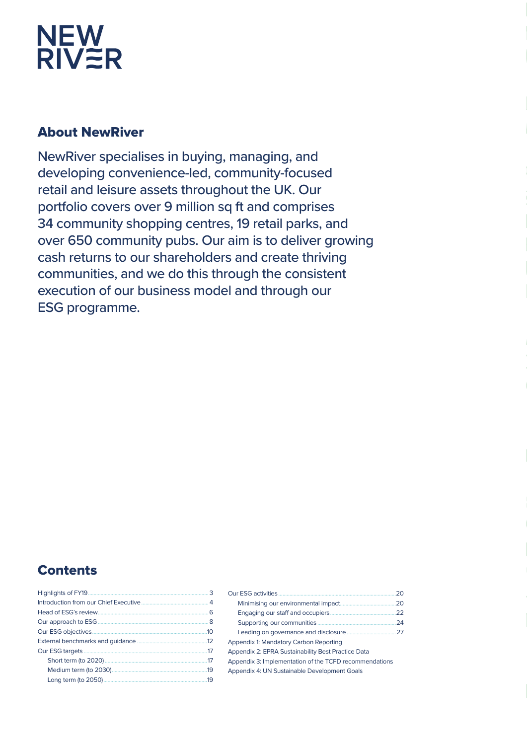# NEW RIVER

## About NewRiver

NewRiver specialises in buying, managing, and developing convenience-led, community-focused retail and leisure assets throughout the UK. Our portfolio covers over 9 million sq ft and comprises 34 community shopping centres, 19 retail parks, and over 650 community pubs. Our aim is to deliver growing cash returns to our shareholders and create thriving communities, and we do this through the consistent execution of our business model and through our ESG programme.

## Contents

- Highlights of FY19 .......... 3
- Introduction from our Chief Executive .......... 4
- Head of ESG's review .......... 6
- Our approach to ESG .......... 8
- Our ESG objectives .......... 10
- External benchmarks and guidance .......... 12
- Our ESG targets .......... 17
  - Short term (to 2020) .......... 17
  - Medium term (to 2030) .......... 19
  - Long term (to 2050) .......... 19
- Our ESG activities .......... 20
  - Minimising our environmental impact .......... 20
  - Engaging our staff and occupiers .......... 22
  - Supporting our communities .......... 24
  - Leading on governance and disclosure .......... 27
- Appendix 1: Mandatory Carbon Reporting
- Appendix 2: EPRA Sustainability Best Practice Data
- Appendix 3: Implementation of the TCFD recommendations
- Appendix 4: UN Sustainable Development Goals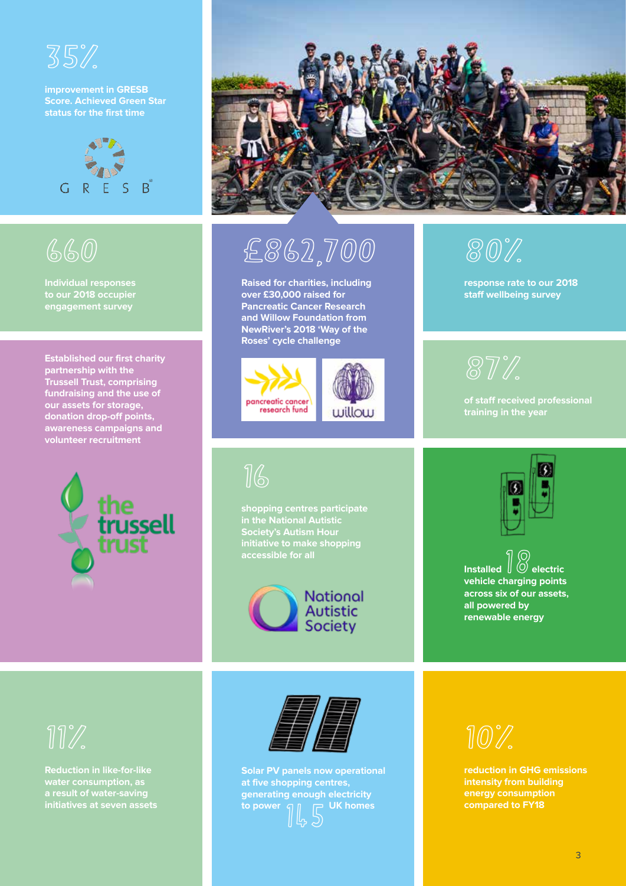## 35%

improvement in GRESB Score. Achieved Green Star status for the first time

GRESB

## 660

Individual responses to our 2018 occupier engagement survey

Established our first charity partnership with the Trussell Trust, comprising fundraising and the use of our assets for storage, donation drop-off points, awareness campaigns and volunteer recruitment

the trussell trust

## £862,700

Raised for charities, including over £30,000 raised for Pancreatic Cancer Research and Willow Foundation from NewRiver's 2018 'Way of the Roses' cycle challenge

pancreatic cancer research fund

willow

## 80%

response rate to our 2018 staff wellbeing survey

## 87%

of staff received professional training in the year

## 16

shopping centres participate in the National Autistic Society's Autism Hour initiative to make shopping accessible for all

National Autistic Society

Installed **18** electric vehicle charging points across six of our assets, all powered by renewable energy

## 11%

Reduction in like-for-like water consumption, as a result of water-saving initiatives at seven assets

Solar PV panels now operational at five shopping centres, generating enough electricity to power **145** UK homes

## 10%

reduction in GHG emissions intensity from building energy consumption compared to FY18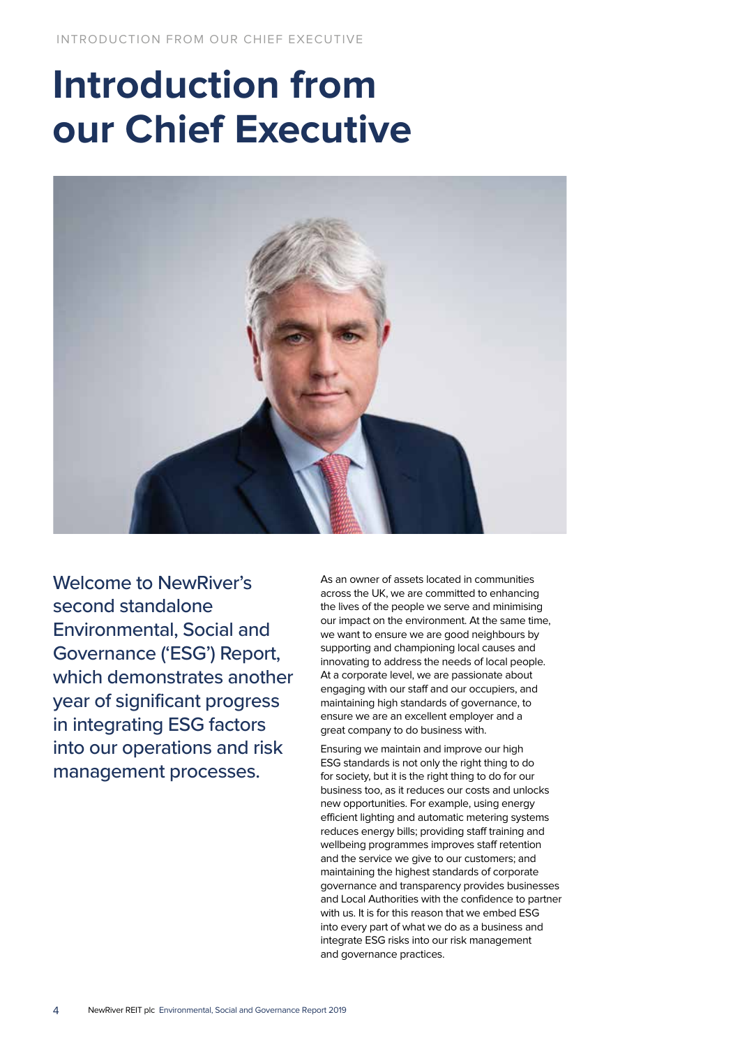# Introduction from our Chief Executive

Welcome to NewRiver's second standalone Environmental, Social and Governance ('ESG') Report, which demonstrates another year of significant progress in integrating ESG factors into our operations and risk management processes.

As an owner of assets located in communities across the UK, we are committed to enhancing the lives of the people we serve and minimising our impact on the environment. At the same time, we want to ensure we are good neighbours by supporting and championing local causes and innovating to address the needs of local people. At a corporate level, we are passionate about engaging with our staff and our occupiers, and maintaining high standards of governance, to ensure we are an excellent employer and a great company to do business with.

Ensuring we maintain and improve our high ESG standards is not only the right thing to do for society, but it is the right thing to do for our business too, as it reduces our costs and unlocks new opportunities. For example, using energy efficient lighting and automatic metering systems reduces energy bills; providing staff training and wellbeing programmes improves staff retention and the service we give to our customers; and maintaining the highest standards of corporate governance and transparency provides businesses and Local Authorities with the confidence to partner with us. It is for this reason that we embed ESG into every part of what we do as a business and integrate ESG risks into our risk management and governance practices.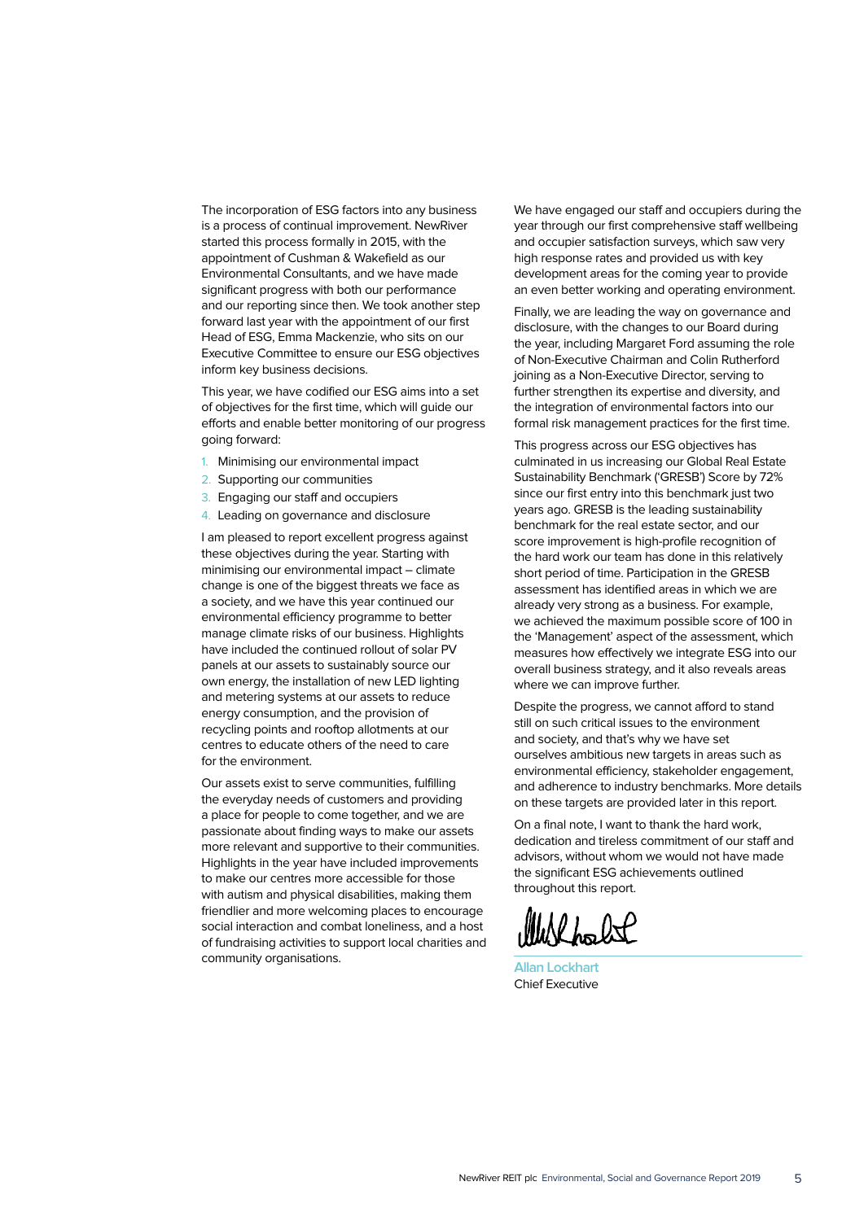The incorporation of ESG factors into any business is a process of continual improvement. NewRiver started this process formally in 2015, with the appointment of Cushman & Wakefield as our Environmental Consultants, and we have made significant progress with both our performance and our reporting since then. We took another step forward last year with the appointment of our first Head of ESG, Emma Mackenzie, who sits on our Executive Committee to ensure our ESG objectives inform key business decisions.

This year, we have codified our ESG aims into a set of objectives for the first time, which will guide our efforts and enable better monitoring of our progress going forward:

1. Minimising our environmental impact
2. Supporting our communities
3. Engaging our staff and occupiers
4. Leading on governance and disclosure

I am pleased to report excellent progress against these objectives during the year. Starting with minimising our environmental impact – climate change is one of the biggest threats we face as a society, and we have this year continued our environmental efficiency programme to better manage climate risks of our business. Highlights have included the continued rollout of solar PV panels at our assets to sustainably source our own energy, the installation of new LED lighting and metering systems at our assets to reduce energy consumption, and the provision of recycling points and rooftop allotments at our centres to educate others of the need to care for the environment.

Our assets exist to serve communities, fulfilling the everyday needs of customers and providing a place for people to come together, and we are passionate about finding ways to make our assets more relevant and supportive to their communities. Highlights in the year have included improvements to make our centres more accessible for those with autism and physical disabilities, making them friendlier and more welcoming places to encourage social interaction and combat loneliness, and a host of fundraising activities to support local charities and community organisations.

We have engaged our staff and occupiers during the year through our first comprehensive staff wellbeing and occupier satisfaction surveys, which saw very high response rates and provided us with key development areas for the coming year to provide an even better working and operating environment.

Finally, we are leading the way on governance and disclosure, with the changes to our Board during the year, including Margaret Ford assuming the role of Non-Executive Chairman and Colin Rutherford joining as a Non-Executive Director, serving to further strengthen its expertise and diversity, and the integration of environmental factors into our formal risk management practices for the first time.

This progress across our ESG objectives has culminated in us increasing our Global Real Estate Sustainability Benchmark ('GRESB') Score by 72% since our first entry into this benchmark just two years ago. GRESB is the leading sustainability benchmark for the real estate sector, and our score improvement is high-profile recognition of the hard work our team has done in this relatively short period of time. Participation in the GRESB assessment has identified areas in which we are already very strong as a business. For example, we achieved the maximum possible score of 100 in the 'Management' aspect of the assessment, which measures how effectively we integrate ESG into our overall business strategy, and it also reveals areas where we can improve further.

Despite the progress, we cannot afford to stand still on such critical issues to the environment and society, and that's why we have set ourselves ambitious new targets in areas such as environmental efficiency, stakeholder engagement, and adherence to industry benchmarks. More details on these targets are provided later in this report.

On a final note, I want to thank the hard work, dedication and tireless commitment of our staff and advisors, without whom we would not have made the significant ESG achievements outlined throughout this report.

**Allan Lockhart**
Chief Executive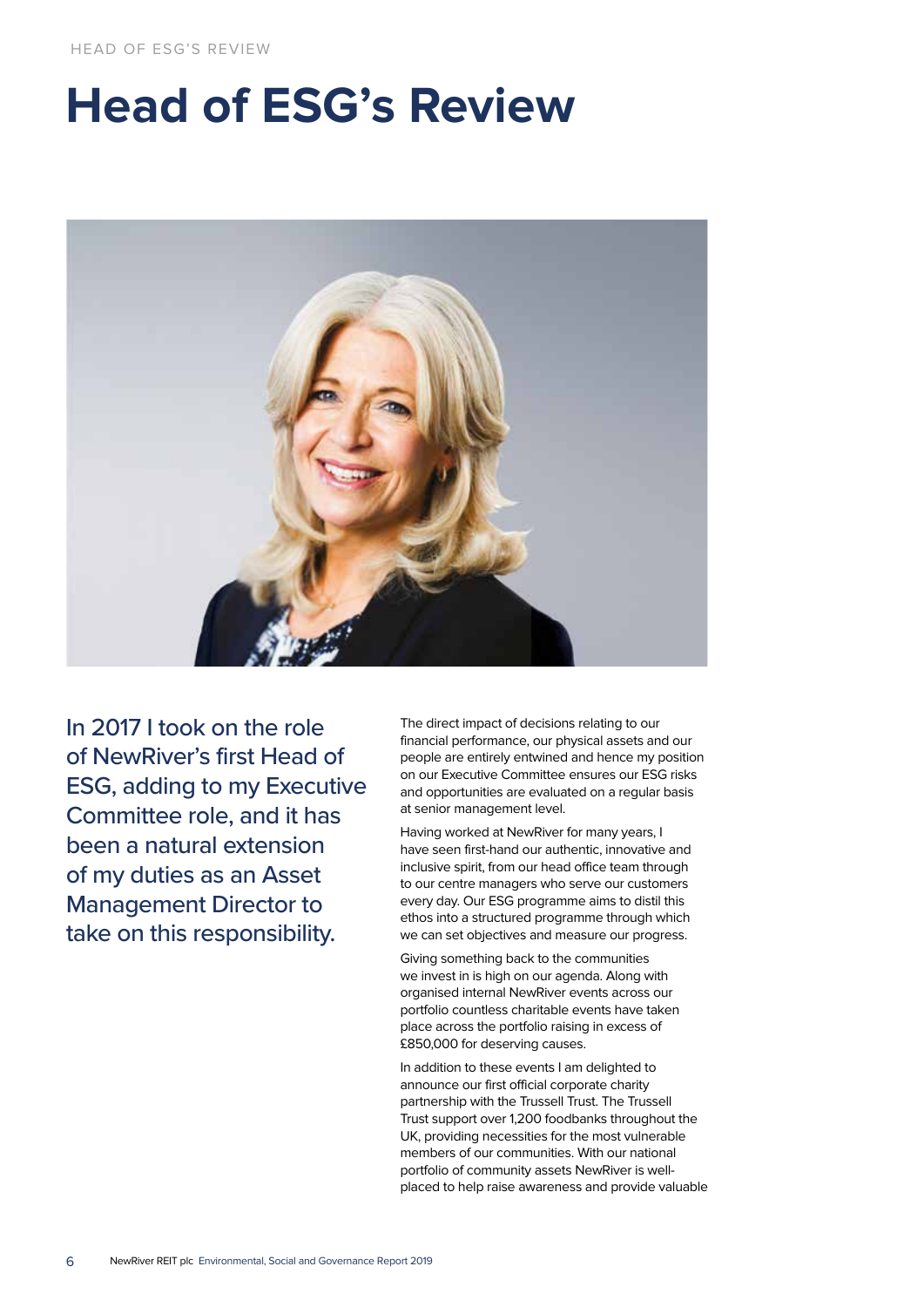# Head of ESG's Review

In 2017 I took on the role of NewRiver's first Head of ESG, adding to my Executive Committee role, and it has been a natural extension of my duties as an Asset Management Director to take on this responsibility.

The direct impact of decisions relating to our financial performance, our physical assets and our people are entirely entwined and hence my position on our Executive Committee ensures our ESG risks and opportunities are evaluated on a regular basis at senior management level.

Having worked at NewRiver for many years, I have seen first-hand our authentic, innovative and inclusive spirit, from our head office team through to our centre managers who serve our customers every day. Our ESG programme aims to distil this ethos into a structured programme through which we can set objectives and measure our progress.

Giving something back to the communities we invest in is high on our agenda. Along with organised internal NewRiver events across our portfolio countless charitable events have taken place across the portfolio raising in excess of £850,000 for deserving causes.

In addition to these events I am delighted to announce our first official corporate charity partnership with the Trussell Trust. The Trussell Trust support over 1,200 foodbanks throughout the UK, providing necessities for the most vulnerable members of our communities. With our national portfolio of community assets NewRiver is well-placed to help raise awareness and provide valuable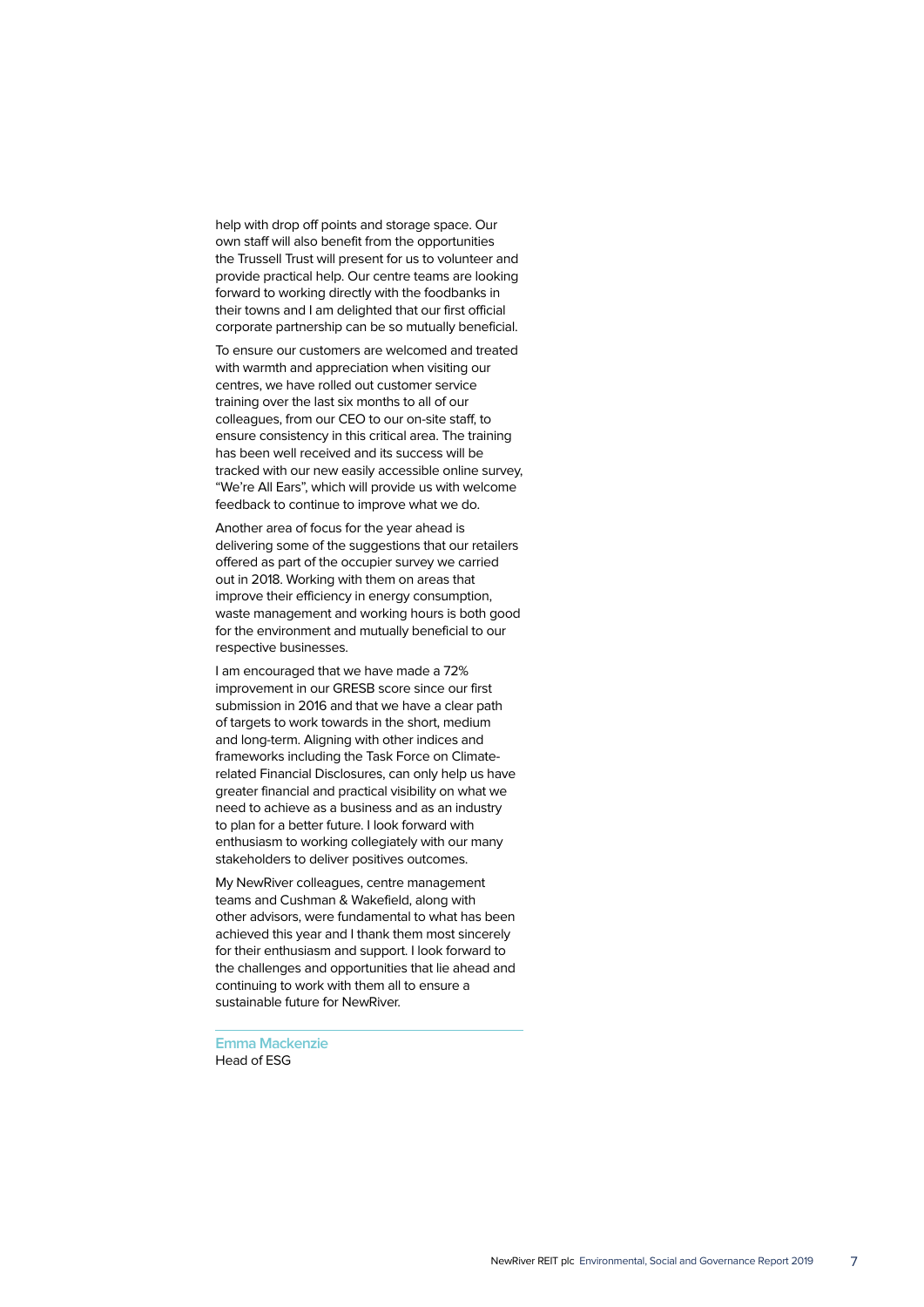help with drop off points and storage space. Our own staff will also benefit from the opportunities the Trussell Trust will present for us to volunteer and provide practical help. Our centre teams are looking forward to working directly with the foodbanks in their towns and I am delighted that our first official corporate partnership can be so mutually beneficial.

To ensure our customers are welcomed and treated with warmth and appreciation when visiting our centres, we have rolled out customer service training over the last six months to all of our colleagues, from our CEO to our on-site staff, to ensure consistency in this critical area. The training has been well received and its success will be tracked with our new easily accessible online survey, "We're All Ears", which will provide us with welcome feedback to continue to improve what we do.

Another area of focus for the year ahead is delivering some of the suggestions that our retailers offered as part of the occupier survey we carried out in 2018. Working with them on areas that improve their efficiency in energy consumption, waste management and working hours is both good for the environment and mutually beneficial to our respective businesses.

I am encouraged that we have made a 72% improvement in our GRESB score since our first submission in 2016 and that we have a clear path of targets to work towards in the short, medium and long-term. Aligning with other indices and frameworks including the Task Force on Climate-related Financial Disclosures, can only help us have greater financial and practical visibility on what we need to achieve as a business and as an industry to plan for a better future. I look forward with enthusiasm to working collegiately with our many stakeholders to deliver positives outcomes.

My NewRiver colleagues, centre management teams and Cushman & Wakefield, along with other advisors, were fundamental to what has been achieved this year and I thank them most sincerely for their enthusiasm and support. I look forward to the challenges and opportunities that lie ahead and continuing to work with them all to ensure a sustainable future for NewRiver.

**Emma Mackenzie**
Head of ESG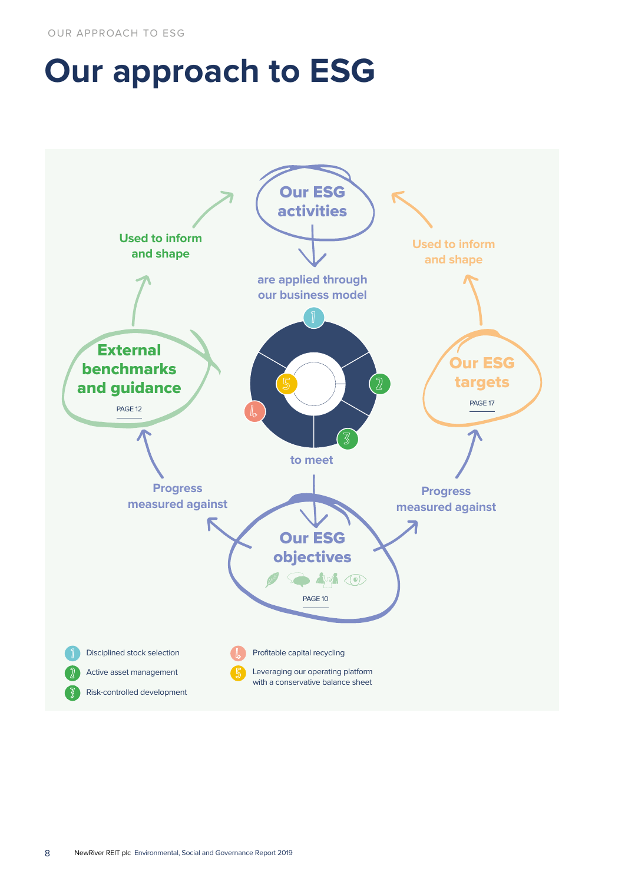# Our approach to ESG

**Our ESG activities**

are applied through our business model

to meet

**Our ESG objectives**

PAGE 10

Progress measured against

**External benchmarks and guidance**

PAGE 12

Used to inform and shape

Progress measured against

**Our ESG targets**

PAGE 17

Used to inform and shape

1. Disciplined stock selection
2. Active asset management
3. Risk-controlled development
4. Profitable capital recycling
5. Leveraging our operating platform with a conservative balance sheet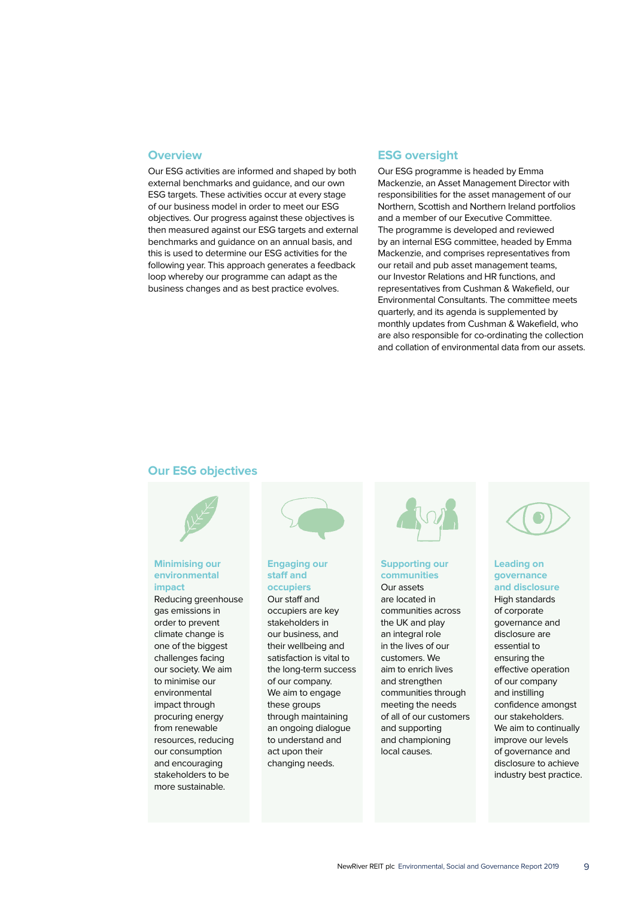## Overview

Our ESG activities are informed and shaped by both external benchmarks and guidance, and our own ESG targets. These activities occur at every stage of our business model in order to meet our ESG objectives. Our progress against these objectives is then measured against our ESG targets and external benchmarks and guidance on an annual basis, and this is used to determine our ESG activities for the following year. This approach generates a feedback loop whereby our programme can adapt as the business changes and as best practice evolves.

## ESG oversight

Our ESG programme is headed by Emma Mackenzie, an Asset Management Director with responsibilities for the asset management of our Northern, Scottish and Northern Ireland portfolios and a member of our Executive Committee. The programme is developed and reviewed by an internal ESG committee, headed by Emma Mackenzie, and comprises representatives from our retail and pub asset management teams, our Investor Relations and HR functions, and representatives from Cushman & Wakefield, our Environmental Consultants. The committee meets quarterly, and its agenda is supplemented by monthly updates from Cushman & Wakefield, who are also responsible for co-ordinating the collection and collation of environmental data from our assets.

## Our ESG objectives

### Minimising our environmental impact

Reducing greenhouse gas emissions in order to prevent climate change is one of the biggest challenges facing our society. We aim to minimise our environmental impact through procuring energy from renewable resources, reducing our consumption and encouraging stakeholders to be more sustainable.

### Engaging our staff and occupiers

Our staff and occupiers are key stakeholders in our business, and their wellbeing and satisfaction is vital to the long-term success of our company. We aim to engage these groups through maintaining an ongoing dialogue to understand and act upon their changing needs.

### Supporting our communities

Our assets are located in communities across the UK and play an integral role in the lives of our customers. We aim to enrich lives and strengthen communities through meeting the needs of all of our customers and supporting and championing local causes.

### Leading on governance and disclosure

High standards of corporate governance and disclosure are essential to ensuring the effective operation of our company and instilling confidence amongst our stakeholders. We aim to continually improve our levels of governance and disclosure to achieve industry best practice.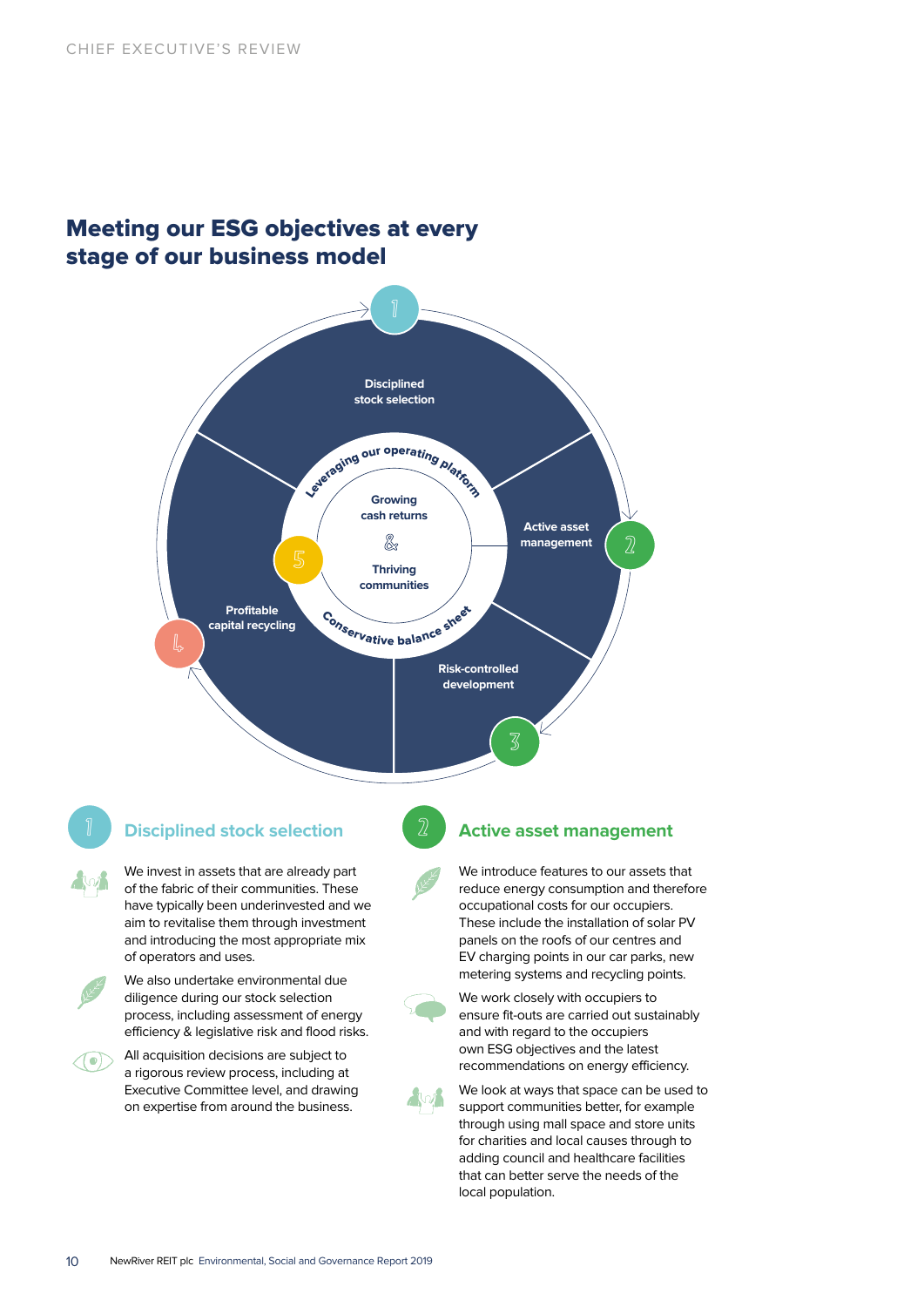# Meeting our ESG objectives at every stage of our business model

1 Disciplined stock selection

2 Active asset management

3 Risk-controlled development

4 Profitable capital recycling

5 Leveraging our operating platform

Growing cash returns & Thriving communities

Conservative balance sheet

## 1 Disciplined stock selection

We invest in assets that are already part of the fabric of their communities. These have typically been underinvested and we aim to revitalise them through investment and introducing the most appropriate mix of operators and uses.

We also undertake environmental due diligence during our stock selection process, including assessment of energy efficiency & legislative risk and flood risks.

All acquisition decisions are subject to a rigorous review process, including at Executive Committee level, and drawing on expertise from around the business.

## 2 Active asset management

We introduce features to our assets that reduce energy consumption and therefore occupational costs for our occupiers. These include the installation of solar PV panels on the roofs of our centres and EV charging points in our car parks, new metering systems and recycling points.

We work closely with occupiers to ensure fit-outs are carried out sustainably and with regard to the occupiers own ESG objectives and the latest recommendations on energy efficiency.

We look at ways that space can be used to support communities better, for example through using mall space and store units for charities and local causes through to adding council and healthcare facilities that can better serve the needs of the local population.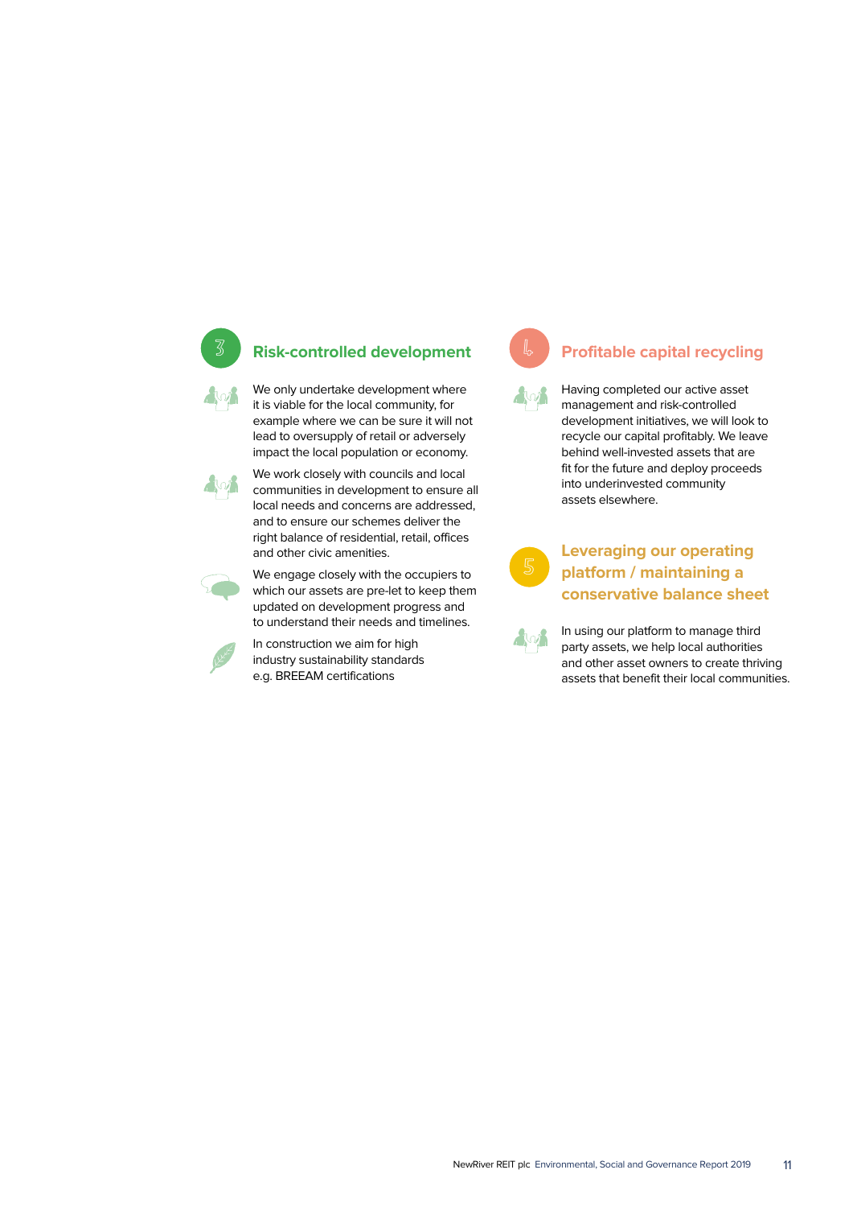## 3 Risk-controlled development

We only undertake development where it is viable for the local community, for example where we can be sure it will not lead to oversupply of retail or adversely impact the local population or economy.

We work closely with councils and local communities in development to ensure all local needs and concerns are addressed, and to ensure our schemes deliver the right balance of residential, retail, offices and other civic amenities.

We engage closely with the occupiers to which our assets are pre-let to keep them updated on development progress and to understand their needs and timelines.

In construction we aim for high industry sustainability standards e.g. BREEAM certifications

## 4 Profitable capital recycling

Having completed our active asset management and risk-controlled development initiatives, we will look to recycle our capital profitably. We leave behind well-invested assets that are fit for the future and deploy proceeds into underinvested community assets elsewhere.

## 5 Leveraging our operating platform / maintaining a conservative balance sheet

In using our platform to manage third party assets, we help local authorities and other asset owners to create thriving assets that benefit their local communities.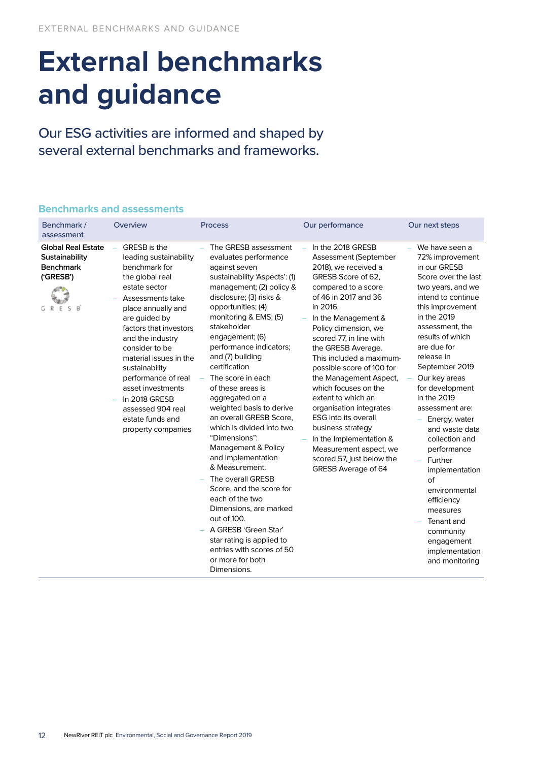# External benchmarks and guidance

Our ESG activities are informed and shaped by several external benchmarks and frameworks.

## Benchmarks and assessments

| Benchmark / assessment | Overview | Process | Our performance | Our next steps |
|---|---|---|---|---|
| **Global Real Estate Sustainability Benchmark ('GRESB')** | – GRESB is the leading sustainability benchmark for the global real estate sector<br>– Assessments take place annually and are guided by factors that investors and the industry consider to be material issues in the sustainability performance of real asset investments<br>– In 2018 GRESB assessed 904 real estate funds and property companies | – The GRESB assessment evaluates performance against seven sustainability 'Aspects': (1) management; (2) policy & disclosure; (3) risks & opportunities; (4) monitoring & EMS; (5) stakeholder engagement; (6) performance indicators; and (7) building certification<br>– The score in each of these areas is aggregated on a weighted basis to derive an overall GRESB Score, which is divided into two "Dimensions": Management & Policy and Implementation & Measurement.<br>– The overall GRESB Score, and the score for each of the two Dimensions, are marked out of 100.<br>– A GRESB 'Green Star' star rating is applied to entries with scores of 50 or more for both Dimensions. | – In the 2018 GRESB Assessment (September 2018), we received a GRESB Score of 62, compared to a score of 46 in 2017 and 36 in 2016.<br>– In the Management & Policy dimension, we scored 77, in line with the GRESB Average. This included a maximum-possible score of 100 for the Management Aspect, which focuses on the extent to which an organisation integrates ESG into its overall business strategy<br>– In the Implementation & Measurement aspect, we scored 57, just below the GRESB Average of 64 | – We have seen a 72% improvement in our GRESB Score over the last two years, and we intend to continue this improvement in the 2019 assessment, the results of which are due for release in September 2019<br>– Our key areas for development in the 2019 assessment are:<br>&nbsp;&nbsp;– Energy, water and waste data collection and performance<br>&nbsp;&nbsp;– Further implementation of environmental efficiency measures<br>&nbsp;&nbsp;– Tenant and community engagement implementation and monitoring |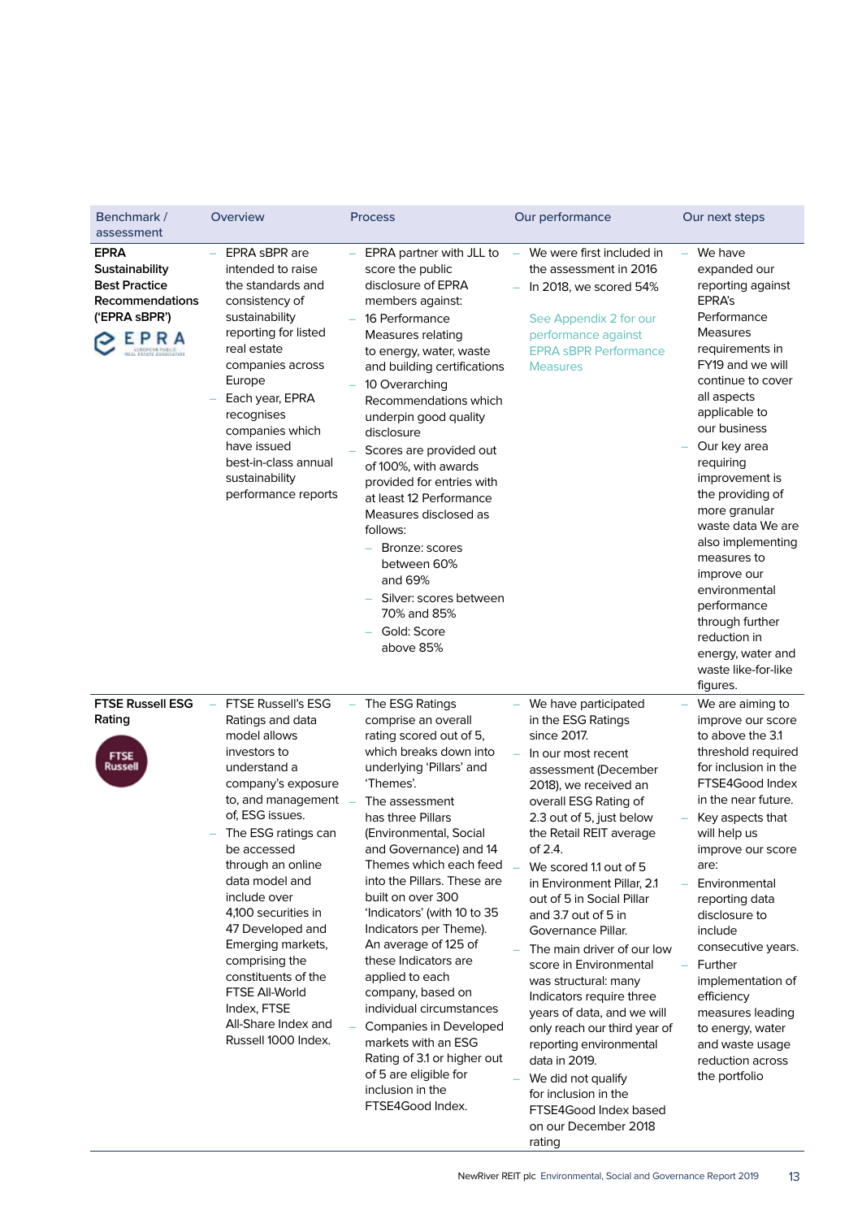| Benchmark / assessment | Overview | Process | Our performance | Our next steps |
|---|---|---|---|---|
| **EPRA Sustainability Best Practice Recommendations ('EPRA sBPR')** | – EPRA sBPR are intended to raise the standards and consistency of sustainability reporting for listed real estate companies across Europe<br>– Each year, EPRA recognises companies which have issued best-in-class annual sustainability performance reports | – EPRA partner with JLL to score the public disclosure of EPRA members against:<br>– 16 Performance Measures relating to energy, water, waste and building certifications<br>– 10 Overarching Recommendations which underpin good quality disclosure<br>– Scores are provided out of 100%, with awards provided for entries with at least 12 Performance Measures disclosed as follows:<br>  – Bronze: scores between 60% and 69%<br>  – Silver: scores between 70% and 85%<br>  – Gold: Score above 85% | – We were first included in the assessment in 2016<br>– In 2018, we scored 54%<br><br>See Appendix 2 for our performance against EPRA sBPR Performance Measures | – We have expanded our reporting against EPRA's Performance Measures requirements in FY19 and we will continue to cover all aspects applicable to our business<br>– Our key area requiring improvement is the providing of more granular waste data We are also implementing measures to improve our environmental performance through further reduction in energy, water and waste like-for-like figures. |
| **FTSE Russell ESG Rating** | – FTSE Russell's ESG Ratings and data model allows investors to understand a company's exposure to, and management of, ESG issues.<br>– The ESG ratings can be accessed through an online data model and include over 4,100 securities in 47 Developed and Emerging markets, comprising the constituents of the FTSE All-World Index, FTSE All-Share Index and Russell 1000 Index. | – The ESG Ratings comprise an overall rating scored out of 5, which breaks down into underlying 'Pillars' and 'Themes'.<br>– The assessment has three Pillars (Environmental, Social and Governance) and 14 Themes which each feed into the Pillars. These are built on over 300 'Indicators' (with 10 to 35 Indicators per Theme). An average of 125 of these Indicators are applied to each company, based on individual circumstances<br>– Companies in Developed markets with an ESG Rating of 3.1 or higher out of 5 are eligible for inclusion in the FTSE4Good Index. | – We have participated in the ESG Ratings since 2017.<br>– In our most recent assessment (December 2018), we received an overall ESG Rating of 2.3 out of 5, just below the Retail REIT average of 2.4.<br>– We scored 1.1 out of 5 in Environment Pillar, 2.1 out of 5 in Social Pillar and 3.7 out of 5 in Governance Pillar.<br>– The main driver of our low score in Environmental was structural: many Indicators require three years of data, and we will only reach our third year of reporting environmental data in 2019.<br>– We did not qualify for inclusion in the FTSE4Good Index based on our December 2018 rating | – We are aiming to improve our score to above the 3.1 threshold required for inclusion in the FTSE4Good Index in the near future.<br>– Key aspects that will help us improve our score are:<br>– Environmental reporting data disclosure to include consecutive years.<br>– Further implementation of efficiency measures leading to energy, water and waste usage reduction across the portfolio |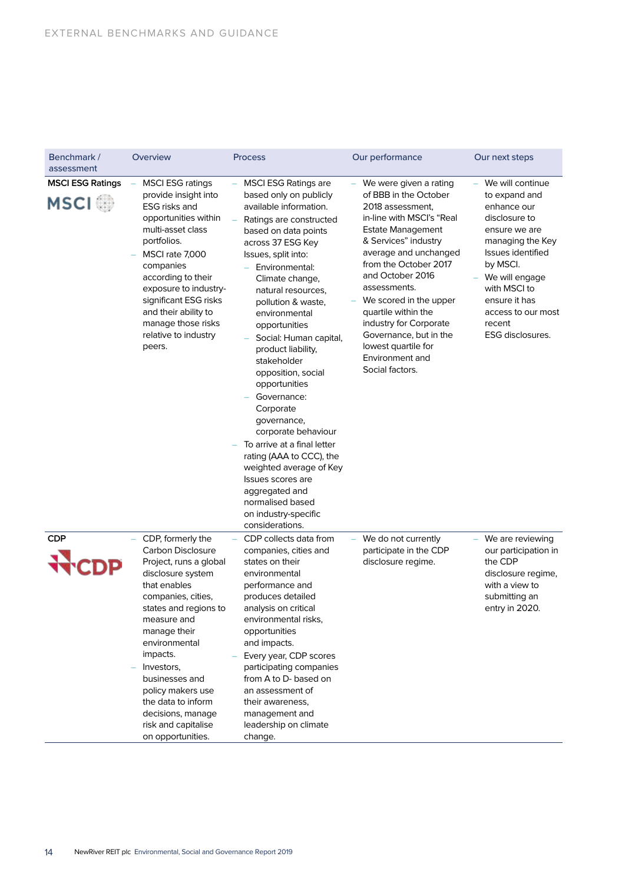# EXTERNAL BENCHMARKS AND GUIDANCE

| Benchmark / assessment | Overview | Process | Our performance | Our next steps |
|---|---|---|---|---|
| **MSCI ESG Ratings** | – MSCI ESG ratings provide insight into ESG risks and opportunities within multi-asset class portfolios.<br>– MSCI rate 7,000 companies according to their exposure to industry-significant ESG risks and their ability to manage those risks relative to industry peers. | – MSCI ESG Ratings are based only on publicly available information.<br>– Ratings are constructed based on data points across 37 ESG Key Issues, split into:<br>  – Environmental: Climate change, natural resources, pollution & waste, environmental opportunities<br>  – Social: Human capital, product liability, stakeholder opposition, social opportunities<br>  – Governance: Corporate governance, corporate behaviour<br>– To arrive at a final letter rating (AAA to CCC), the weighted average of Key Issues scores are aggregated and normalised based on industry-specific considerations. | – We were given a rating of BBB in the October 2018 assessment, in-line with MSCI's "Real Estate Management & Services" industry average and unchanged from the October 2017 and October 2016 assessments.<br>– We scored in the upper quartile within the industry for Corporate Governance, but in the lowest quartile for Environment and Social factors. | – We will continue to expand and enhance our disclosure to ensure we are managing the Key Issues identified by MSCI.<br>– We will engage with MSCI to ensure it has access to our most recent ESG disclosures. |
| **CDP** | – CDP, formerly the Carbon Disclosure Project, runs a global disclosure system that enables companies, cities, states and regions to measure and manage their environmental impacts.<br>– Investors, businesses and policy makers use the data to inform decisions, manage risk and capitalise on opportunities. | – CDP collects data from companies, cities and states on their environmental performance and produces detailed analysis on critical environmental risks, opportunities and impacts.<br>– Every year, CDP scores participating companies from A to D- based on an assessment of their awareness, management and leadership on climate change. | – We do not currently participate in the CDP disclosure regime. | – We are reviewing our participation in the CDP disclosure regime, with a view to submitting an entry in 2020. |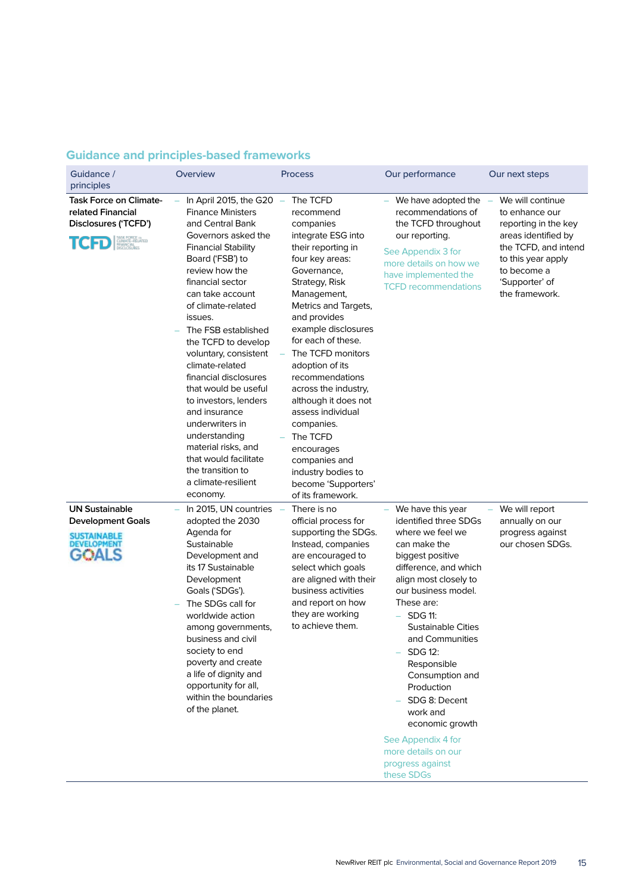## Guidance and principles-based frameworks

| Guidance / principles | Overview | Process | Our performance | Our next steps |
|---|---|---|---|---|
| **Task Force on Climate-related Financial Disclosures ('TCFD')** | – In April 2015, the G20 Finance Ministers and Central Bank Governors asked the Financial Stability Board ('FSB') to review how the financial sector can take account of climate-related issues.<br>– The FSB established the TCFD to develop voluntary, consistent climate-related financial disclosures that would be useful to investors, lenders and insurance underwriters in understanding material risks, and that would facilitate the transition to a climate-resilient economy. | – The TCFD recommend companies integrate ESG into their reporting in four key areas: Governance, Strategy, Risk Management, Metrics and Targets, and provides example disclosures for each of these.<br>– The TCFD monitors adoption of its recommendations across the industry, although it does not assess individual companies.<br>– The TCFD encourages companies and industry bodies to become 'Supporters' of its framework. | – We have adopted the recommendations of the TCFD throughout our reporting.<br>See Appendix 3 for more details on how we have implemented the TCFD recommendations | – We will continue to enhance our reporting in the key areas identified by the TCFD, and intend to this year apply to become a 'Supporter' of the framework. |
| **UN Sustainable Development Goals** | – In 2015, UN countries adopted the 2030 Agenda for Sustainable Development and its 17 Sustainable Development Goals ('SDGs').<br>– The SDGs call for worldwide action among governments, business and civil society to end poverty and create a life of dignity and opportunity for all, within the boundaries of the planet. | – There is no official process for supporting the SDGs. Instead, companies are encouraged to select which goals are aligned with their business activities and report on how they are working to achieve them. | – We have this year identified three SDGs where we feel we can make the biggest positive difference, and which align most closely to our business model. These are:<br>– SDG 11: Sustainable Cities and Communities<br>– SDG 12: Responsible Consumption and Production<br>– SDG 8: Decent work and economic growth<br>See Appendix 4 for more details on our progress against these SDGs | – We will report annually on our progress against our chosen SDGs. |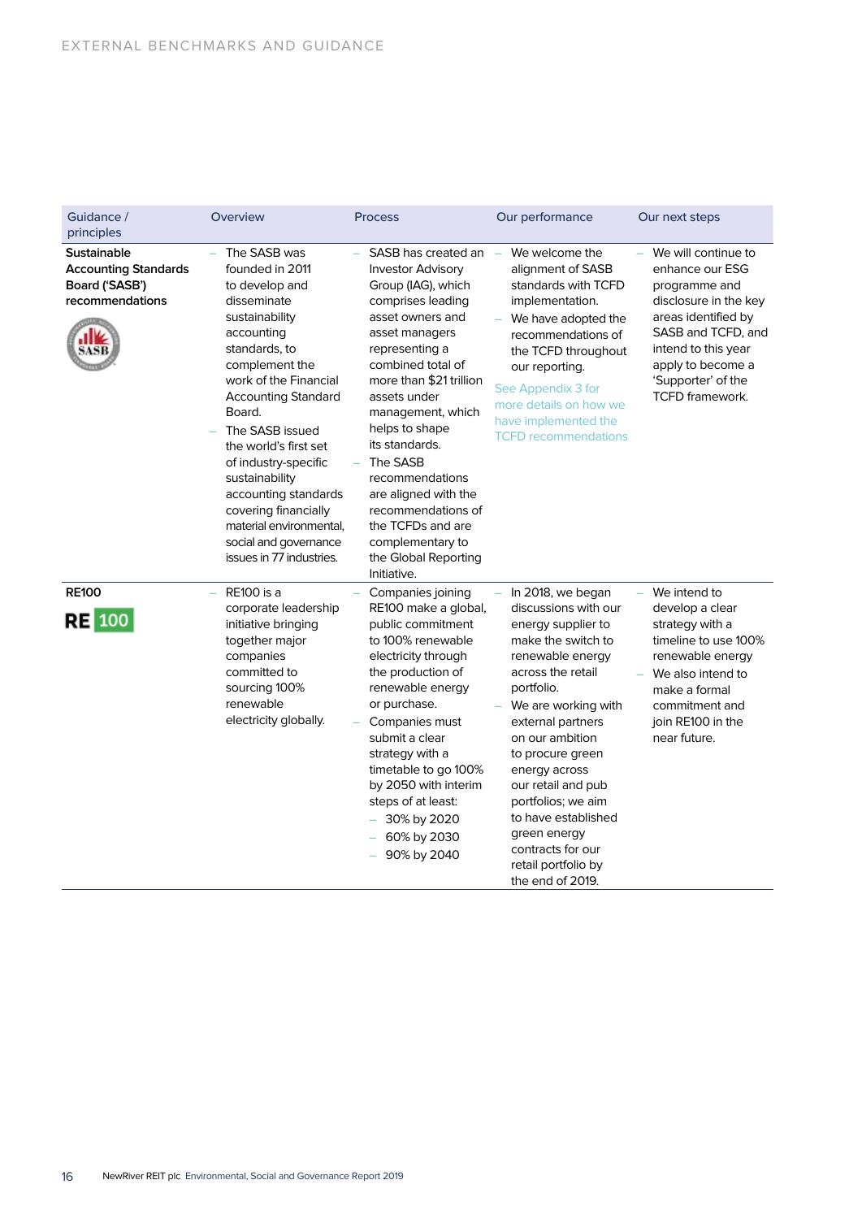# EXTERNAL BENCHMARKS AND GUIDANCE

| Guidance / principles | Overview | Process | Our performance | Our next steps |
| --- | --- | --- | --- | --- |
| **Sustainable Accounting Standards Board ('SASB') recommendations** | – The SASB was founded in 2011 to develop and disseminate sustainability accounting standards, to complement the work of the Financial Accounting Standard Board.<br>– The SASB issued the world's first set of industry-specific sustainability accounting standards covering financially material environmental, social and governance issues in 77 industries. | – SASB has created an Investor Advisory Group (IAG), which comprises leading asset owners and asset managers representing a combined total of more than $21 trillion assets under management, which helps to shape its standards.<br>– The SASB recommendations are aligned with the recommendations of the TCFDs and are complementary to the Global Reporting Initiative. | – We welcome the alignment of SASB standards with TCFD implementation.<br>– We have adopted the recommendations of the TCFD throughout our reporting.<br>See Appendix 3 for more details on how we have implemented the TCFD recommendations | – We will continue to enhance our ESG programme and disclosure in the key areas identified by SASB and TCFD, and intend to this year apply to become a 'Supporter' of the TCFD framework. |
| **RE100** | – RE100 is a corporate leadership initiative bringing together major companies committed to sourcing 100% renewable electricity globally. | – Companies joining RE100 make a global, public commitment to 100% renewable electricity through the production of renewable energy or purchase.<br>– Companies must submit a clear strategy with a timetable to go 100% by 2050 with interim steps of at least:<br>– 30% by 2020<br>– 60% by 2030<br>– 90% by 2040 | – In 2018, we began discussions with our energy supplier to make the switch to renewable energy across the retail portfolio.<br>– We are working with external partners on our ambition to procure green energy across our retail and pub portfolios; we aim to have established green energy contracts for our retail portfolio by the end of 2019. | – We intend to develop a clear strategy with a timeline to use 100% renewable energy<br>– We also intend to make a formal commitment and join RE100 in the near future. |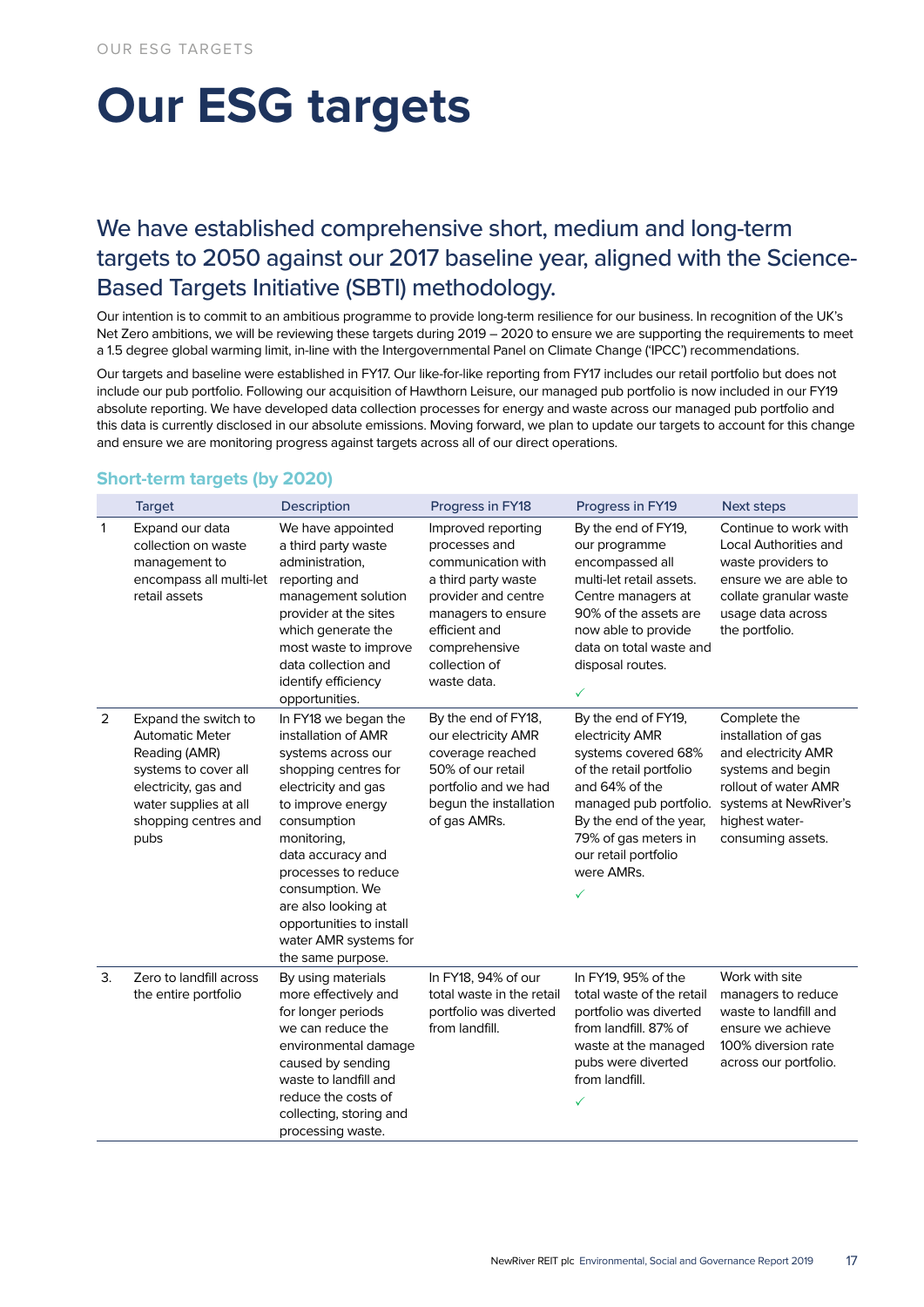# Our ESG targets

## We have established comprehensive short, medium and long-term targets to 2050 against our 2017 baseline year, aligned with the Science-Based Targets Initiative (SBTI) methodology.

Our intention is to commit to an ambitious programme to provide long-term resilience for our business. In recognition of the UK's Net Zero ambitions, we will be reviewing these targets during 2019 – 2020 to ensure we are supporting the requirements to meet a 1.5 degree global warming limit, in-line with the Intergovernmental Panel on Climate Change ('IPCC') recommendations.

Our targets and baseline were established in FY17. Our like-for-like reporting from FY17 includes our retail portfolio but does not include our pub portfolio. Following our acquisition of Hawthorn Leisure, our managed pub portfolio is now included in our FY19 absolute reporting. We have developed data collection processes for energy and waste across our managed pub portfolio and this data is currently disclosed in our absolute emissions. Moving forward, we plan to update our targets to account for this change and ensure we are monitoring progress against targets across all of our direct operations.

### Short-term targets (by 2020)

| | Target | Description | Progress in FY18 | Progress in FY19 | Next steps |
|---|---|---|---|---|---|
| 1 | Expand our data collection on waste management to encompass all multi-let retail assets | We have appointed a third party waste administration, reporting and management solution provider at the sites which generate the most waste to improve data collection and identify efficiency opportunities. | Improved reporting processes and communication with a third party waste provider and centre managers to ensure efficient and comprehensive collection of waste data. | By the end of FY19, our programme encompassed all multi-let retail assets. Centre managers at 90% of the assets are now able to provide data on total waste and disposal routes. ✓ | Continue to work with Local Authorities and waste providers to ensure we are able to collate granular waste usage data across the portfolio. |
| 2 | Expand the switch to Automatic Meter Reading (AMR) systems to cover all electricity, gas and water supplies at all shopping centres and pubs | In FY18 we began the installation of AMR systems across our shopping centres for electricity and gas to improve energy consumption monitoring, data accuracy and processes to reduce consumption. We are also looking at opportunities to install water AMR systems for the same purpose. | By the end of FY18, our electricity AMR coverage reached 50% of our retail portfolio and we had begun the installation of gas AMRs. | By the end of FY19, electricity AMR systems covered 68% of the retail portfolio and 64% of the managed pub portfolio. By the end of the year, 79% of gas meters in our retail portfolio were AMRs. ✓ | Complete the installation of gas and electricity AMR systems and begin rollout of water AMR systems at NewRiver's highest water-consuming assets. |
| 3. | Zero to landfill across the entire portfolio | By using materials more effectively and for longer periods we can reduce the environmental damage caused by sending waste to landfill and reduce the costs of collecting, storing and processing waste. | In FY18, 94% of our total waste in the retail portfolio was diverted from landfill. | In FY19, 95% of the total waste of the retail portfolio was diverted from landfill. 87% of waste at the managed pubs were diverted from landfill. ✓ | Work with site managers to reduce waste to landfill and ensure we achieve 100% diversion rate across our portfolio. |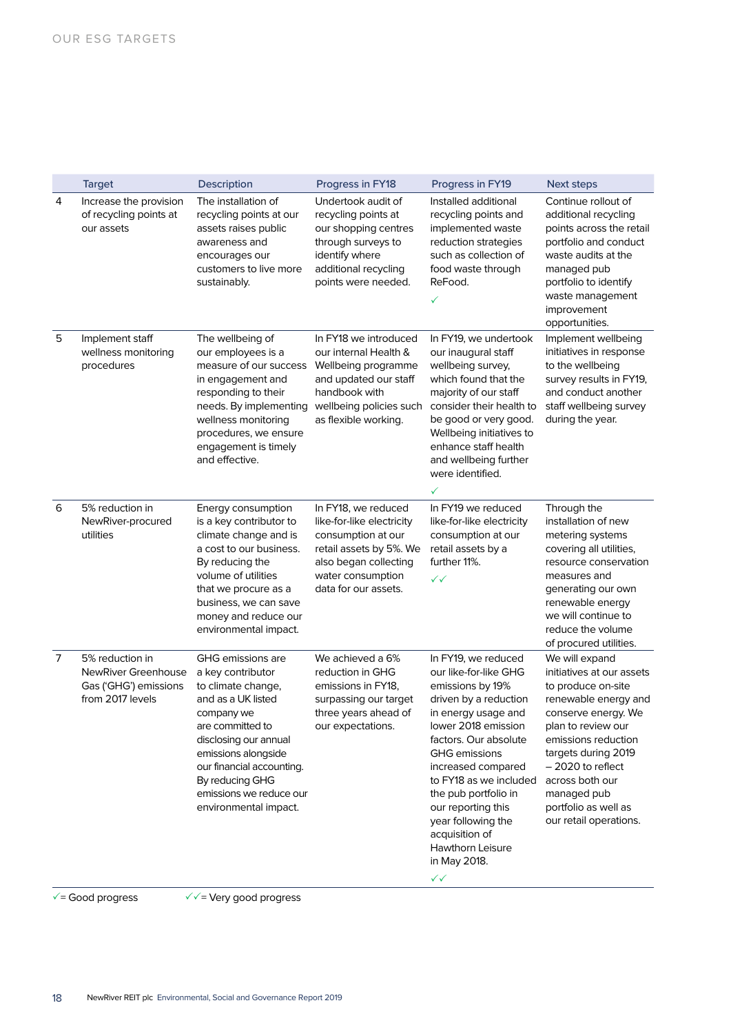## OUR ESG TARGETS

| | Target | Description | Progress in FY18 | Progress in FY19 | Next steps |
|---|---|---|---|---|---|
| 4 | Increase the provision of recycling points at our assets | The installation of recycling points at our assets raises public awareness and encourages our customers to live more sustainably. | Undertook audit of recycling points at our shopping centres through surveys to identify where additional recycling points were needed. | Installed additional recycling points and implemented waste reduction strategies such as collection of food waste through ReFood. ✓ | Continue rollout of additional recycling points across the retail portfolio and conduct waste audits at the managed pub portfolio to identify waste management improvement opportunities. |
| 5 | Implement staff wellness monitoring procedures | The wellbeing of our employees is a measure of our success in engagement and responding to their needs. By implementing wellness monitoring procedures, we ensure engagement is timely and effective. | In FY18 we introduced our internal Health & Wellbeing programme and updated our staff handbook with wellbeing policies such as flexible working. | In FY19, we undertook our inaugural staff wellbeing survey, which found that the majority of our staff consider their health to be good or very good. Wellbeing initiatives to enhance staff health and wellbeing further were identified. ✓ | Implement wellbeing initiatives in response to the wellbeing survey results in FY19, and conduct another staff wellbeing survey during the year. |
| 6 | 5% reduction in NewRiver-procured utilities | Energy consumption is a key contributor to climate change and is a cost to our business. By reducing the volume of utilities that we procure as a business, we can save money and reduce our environmental impact. | In FY18, we reduced like-for-like electricity consumption at our retail assets by 5%. We also began collecting water consumption data for our assets. | In FY19 we reduced like-for-like electricity consumption at our retail assets by a further 11%. ✓✓ | Through the installation of new metering systems covering all utilities, resource conservation measures and generating our own renewable energy we will continue to reduce the volume of procured utilities. |
| 7 | 5% reduction in NewRiver Greenhouse Gas ('GHG') emissions from 2017 levels | GHG emissions are a key contributor to climate change, and as a UK listed company we are committed to disclosing our annual emissions alongside our financial accounting. By reducing GHG emissions we reduce our environmental impact. | We achieved a 6% reduction in GHG emissions in FY18, surpassing our target three years ahead of our expectations. | In FY19, we reduced our like-for-like GHG emissions by 19% driven by a reduction in energy usage and lower 2018 emission factors. Our absolute GHG emissions increased compared to FY18 as we included the pub portfolio in our reporting this year following the acquisition of Hawthorn Leisure in May 2018. ✓✓ | We will expand initiatives at our assets to produce on-site renewable energy and conserve energy. We plan to review our emissions reduction targets during 2019 – 2020 to reflect across both our managed pub portfolio as well as our retail operations. |

✓= Good progress ✓✓= Very good progress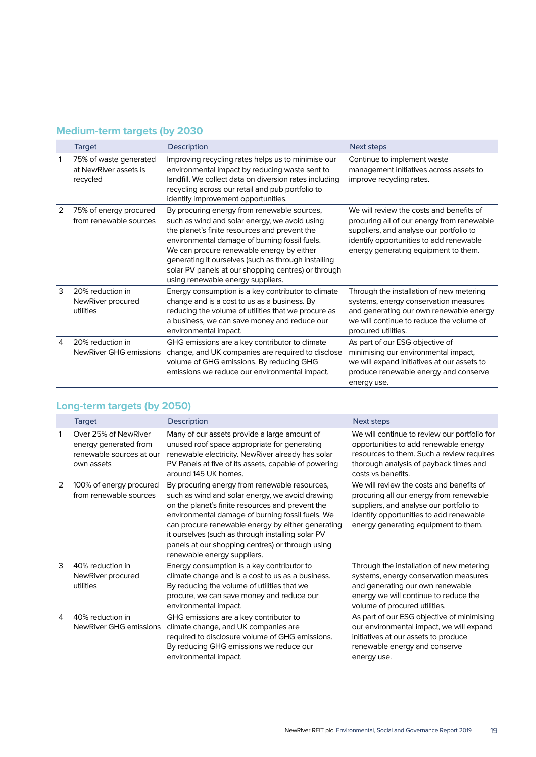## Medium-term targets (by 2030)

| | Target | Description | Next steps |
|---|---|---|---|
| 1 | 75% of waste generated at NewRiver assets is recycled | Improving recycling rates helps us to minimise our environmental impact by reducing waste sent to landfill. We collect data on diversion rates including recycling across our retail and pub portfolio to identify improvement opportunities. | Continue to implement waste management initiatives across assets to improve recycling rates. |
| 2 | 75% of energy procured from renewable sources | By procuring energy from renewable sources, such as wind and solar energy, we avoid using the planet's finite resources and prevent the environmental damage of burning fossil fuels. We can procure renewable energy by either generating it ourselves (such as through installing solar PV panels at our shopping centres) or through using renewable energy suppliers. | We will review the costs and benefits of procuring all of our energy from renewable suppliers, and analyse our portfolio to identify opportunities to add renewable energy generating equipment to them. |
| 3 | 20% reduction in NewRiver procured utilities | Energy consumption is a key contributor to climate change and is a cost to us as a business. By reducing the volume of utilities that we procure as a business, we can save money and reduce our environmental impact. | Through the installation of new metering systems, energy conservation measures and generating our own renewable energy we will continue to reduce the volume of procured utilities. |
| 4 | 20% reduction in NewRiver GHG emissions | GHG emissions are a key contributor to climate change, and UK companies are required to disclose volume of GHG emissions. By reducing GHG emissions we reduce our environmental impact. | As part of our ESG objective of minimising our environmental impact, we will expand initiatives at our assets to produce renewable energy and conserve energy use. |

## Long-term targets (by 2050)

| | Target | Description | Next steps |
|---|---|---|---|
| 1 | Over 25% of NewRiver energy generated from renewable sources at our own assets | Many of our assets provide a large amount of unused roof space appropriate for generating renewable electricity. NewRiver already has solar PV Panels at five of its assets, capable of powering around 145 UK homes. | We will continue to review our portfolio for opportunities to add renewable energy resources to them. Such a review requires thorough analysis of payback times and costs vs benefits. |
| 2 | 100% of energy procured from renewable sources | By procuring energy from renewable resources, such as wind and solar energy, we avoid drawing on the planet's finite resources and prevent the environmental damage of burning fossil fuels. We can procure renewable energy by either generating it ourselves (such as through installing solar PV panels at our shopping centres) or through using renewable energy suppliers. | We will review the costs and benefits of procuring all our energy from renewable suppliers, and analyse our portfolio to identify opportunities to add renewable energy generating equipment to them. |
| 3 | 40% reduction in NewRiver procured utilities | Energy consumption is a key contributor to climate change and is a cost to us as a business. By reducing the volume of utilities that we procure, we can save money and reduce our environmental impact. | Through the installation of new metering systems, energy conservation measures and generating our own renewable energy we will continue to reduce the volume of procured utilities. |
| 4 | 40% reduction in NewRiver GHG emissions | GHG emissions are a key contributor to climate change, and UK companies are required to disclosure volume of GHG emissions. By reducing GHG emissions we reduce our environmental impact. | As part of our ESG objective of minimising our environmental impact, we will expand initiatives at our assets to produce renewable energy and conserve energy use. |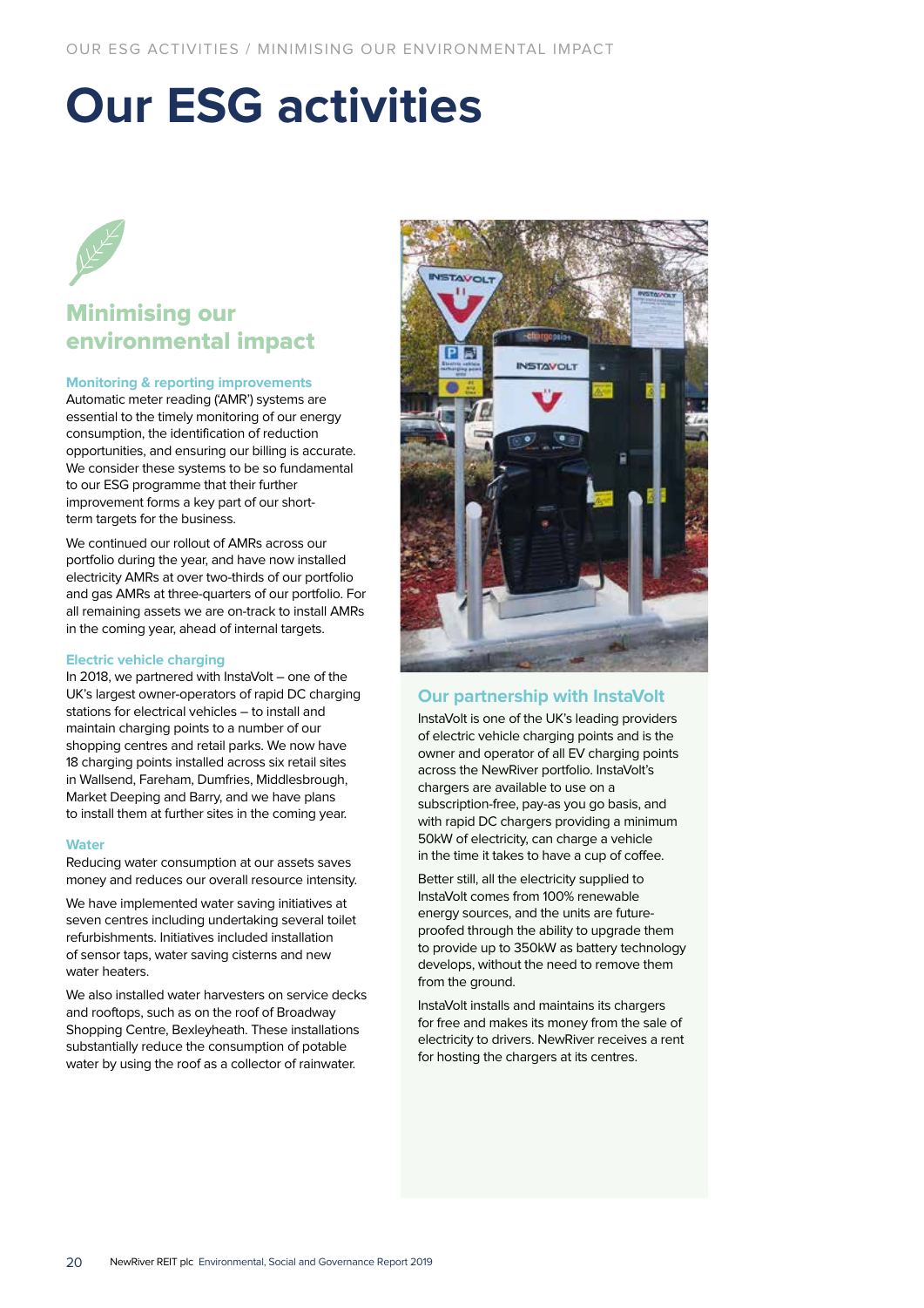# Our ESG activities

## Minimising our environmental impact

### Monitoring & reporting improvements

Automatic meter reading ('AMR') systems are essential to the timely monitoring of our energy consumption, the identification of reduction opportunities, and ensuring our billing is accurate. We consider these systems to be so fundamental to our ESG programme that their further improvement forms a key part of our short-term targets for the business.

We continued our rollout of AMRs across our portfolio during the year, and have now installed electricity AMRs at over two-thirds of our portfolio and gas AMRs at three-quarters of our portfolio. For all remaining assets we are on-track to install AMRs in the coming year, ahead of internal targets.

### Electric vehicle charging

In 2018, we partnered with InstaVolt – one of the UK's largest owner-operators of rapid DC charging stations for electrical vehicles – to install and maintain charging points to a number of our shopping centres and retail parks. We now have 18 charging points installed across six retail sites in Wallsend, Fareham, Dumfries, Middlesbrough, Market Deeping and Barry, and we have plans to install them at further sites in the coming year.

### Water

Reducing water consumption at our assets saves money and reduces our overall resource intensity.

We have implemented water saving initiatives at seven centres including undertaking several toilet refurbishments. Initiatives included installation of sensor taps, water saving cisterns and new water heaters.

We also installed water harvesters on service decks and rooftops, such as on the roof of Broadway Shopping Centre, Bexleyheath. These installations substantially reduce the consumption of potable water by using the roof as a collector of rainwater.

### Our partnership with InstaVolt

InstaVolt is one of the UK's leading providers of electric vehicle charging points and is the owner and operator of all EV charging points across the NewRiver portfolio. InstaVolt's chargers are available to use on a subscription-free, pay-as you go basis, and with rapid DC chargers providing a minimum 50kW of electricity, can charge a vehicle in the time it takes to have a cup of coffee.

Better still, all the electricity supplied to InstaVolt comes from 100% renewable energy sources, and the units are future-proofed through the ability to upgrade them to provide up to 350kW as battery technology develops, without the need to remove them from the ground.

InstaVolt installs and maintains its chargers for free and makes its money from the sale of electricity to drivers. NewRiver receives a rent for hosting the chargers at its centres.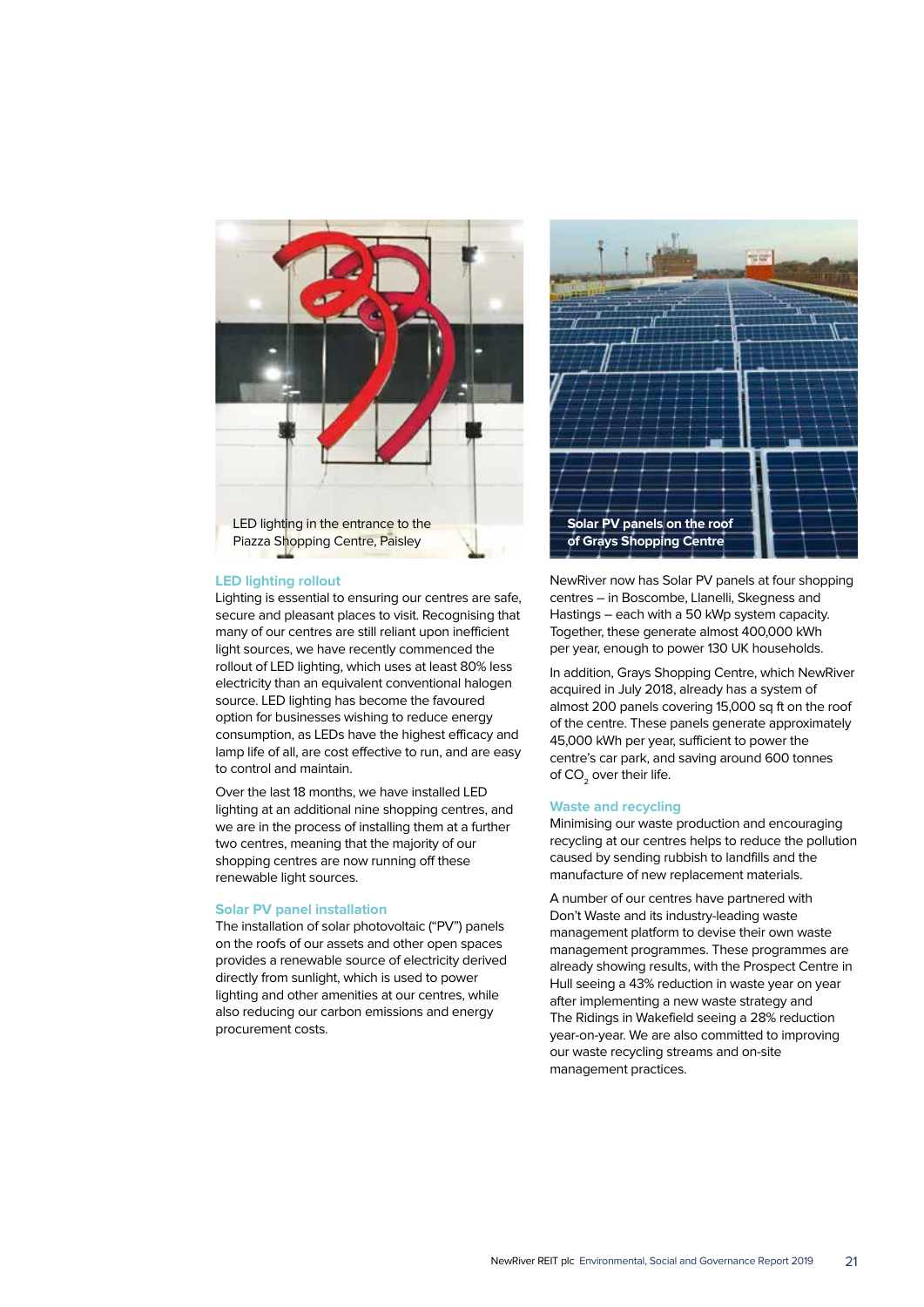LED lighting in the entrance to the Piazza Shopping Centre, Paisley

## LED lighting rollout

Lighting is essential to ensuring our centres are safe, secure and pleasant places to visit. Recognising that many of our centres are still reliant upon inefficient light sources, we have recently commenced the rollout of LED lighting, which uses at least 80% less electricity than an equivalent conventional halogen source. LED lighting has become the favoured option for businesses wishing to reduce energy consumption, as LEDs have the highest efficacy and lamp life of all, are cost effective to run, and are easy to control and maintain.

Over the last 18 months, we have installed LED lighting at an additional nine shopping centres, and we are in the process of installing them at a further two centres, meaning that the majority of our shopping centres are now running off these renewable light sources.

## Solar PV panel installation

The installation of solar photovoltaic ("PV") panels on the roofs of our assets and other open spaces provides a renewable source of electricity derived directly from sunlight, which is used to power lighting and other amenities at our centres, while also reducing our carbon emissions and energy procurement costs.

**Solar PV panels on the roof of Grays Shopping Centre**

NewRiver now has Solar PV panels at four shopping centres – in Boscombe, Llanelli, Skegness and Hastings – each with a 50 kWp system capacity. Together, these generate almost 400,000 kWh per year, enough to power 130 UK households.

In addition, Grays Shopping Centre, which NewRiver acquired in July 2018, already has a system of almost 200 panels covering 15,000 sq ft on the roof of the centre. These panels generate approximately 45,000 kWh per year, sufficient to power the centre's car park, and saving around 600 tonnes of $CO_2$ over their life.

## Waste and recycling

Minimising our waste production and encouraging recycling at our centres helps to reduce the pollution caused by sending rubbish to landfills and the manufacture of new replacement materials.

A number of our centres have partnered with Don't Waste and its industry-leading waste management platform to devise their own waste management programmes. These programmes are already showing results, with the Prospect Centre in Hull seeing a 43% reduction in waste year on year after implementing a new waste strategy and The Ridings in Wakefield seeing a 28% reduction year-on-year. We are also committed to improving our waste recycling streams and on-site management practices.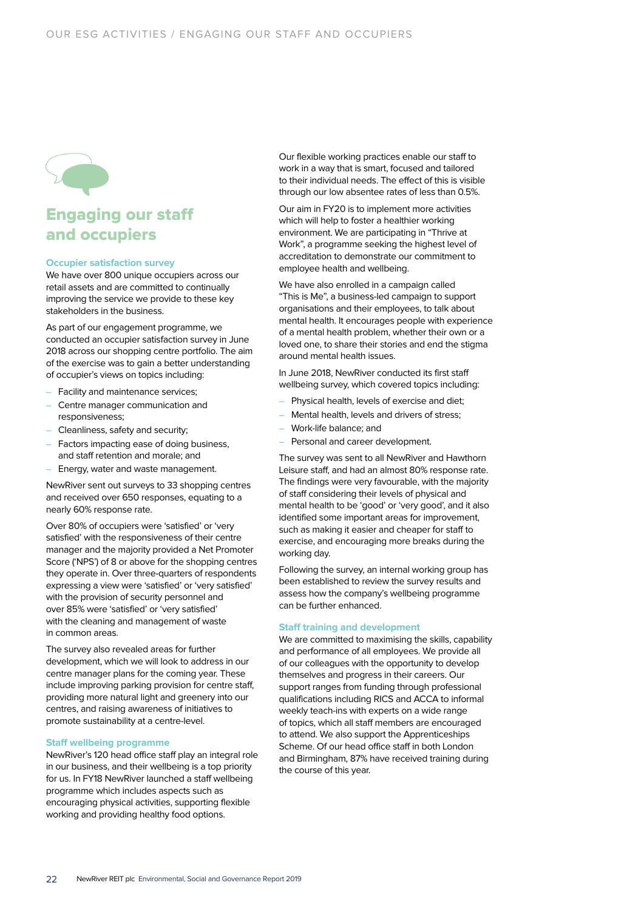# Engaging our staff and occupiers

### Occupier satisfaction survey

We have over 800 unique occupiers across our retail assets and are committed to continually improving the service we provide to these key stakeholders in the business.

As part of our engagement programme, we conducted an occupier satisfaction survey in June 2018 across our shopping centre portfolio. The aim of the exercise was to gain a better understanding of occupier's views on topics including:

- Facility and maintenance services;
- Centre manager communication and responsiveness;
- Cleanliness, safety and security;
- Factors impacting ease of doing business, and staff retention and morale; and
- Energy, water and waste management.

NewRiver sent out surveys to 33 shopping centres and received over 650 responses, equating to a nearly 60% response rate.

Over 80% of occupiers were 'satisfied' or 'very satisfied' with the responsiveness of their centre manager and the majority provided a Net Promoter Score ('NPS') of 8 or above for the shopping centres they operate in. Over three-quarters of respondents expressing a view were 'satisfied' or 'very satisfied' with the provision of security personnel and over 85% were 'satisfied' or 'very satisfied' with the cleaning and management of waste in common areas.

The survey also revealed areas for further development, which we will look to address in our centre manager plans for the coming year. These include improving parking provision for centre staff, providing more natural light and greenery into our centres, and raising awareness of initiatives to promote sustainability at a centre-level.

### Staff wellbeing programme

NewRiver's 120 head office staff play an integral role in our business, and their wellbeing is a top priority for us. In FY18 NewRiver launched a staff wellbeing programme which includes aspects such as encouraging physical activities, supporting flexible working and providing healthy food options.

Our flexible working practices enable our staff to work in a way that is smart, focused and tailored to their individual needs. The effect of this is visible through our low absentee rates of less than 0.5%.

Our aim in FY20 is to implement more activities which will help to foster a healthier working environment. We are participating in "Thrive at Work", a programme seeking the highest level of accreditation to demonstrate our commitment to employee health and wellbeing.

We have also enrolled in a campaign called "This is Me", a business-led campaign to support organisations and their employees, to talk about mental health. It encourages people with experience of a mental health problem, whether their own or a loved one, to share their stories and end the stigma around mental health issues.

In June 2018, NewRiver conducted its first staff wellbeing survey, which covered topics including:

- Physical health, levels of exercise and diet;
- Mental health, levels and drivers of stress;
- Work-life balance; and
- Personal and career development.

The survey was sent to all NewRiver and Hawthorn Leisure staff, and had an almost 80% response rate. The findings were very favourable, with the majority of staff considering their levels of physical and mental health to be 'good' or 'very good', and it also identified some important areas for improvement, such as making it easier and cheaper for staff to exercise, and encouraging more breaks during the working day.

Following the survey, an internal working group has been established to review the survey results and assess how the company's wellbeing programme can be further enhanced.

### Staff training and development

We are committed to maximising the skills, capability and performance of all employees. We provide all of our colleagues with the opportunity to develop themselves and progress in their careers. Our support ranges from funding through professional qualifications including RICS and ACCA to informal weekly teach-ins with experts on a wide range of topics, which all staff members are encouraged to attend. We also support the Apprenticeships Scheme. Of our head office staff in both London and Birmingham, 87% have received training during the course of this year.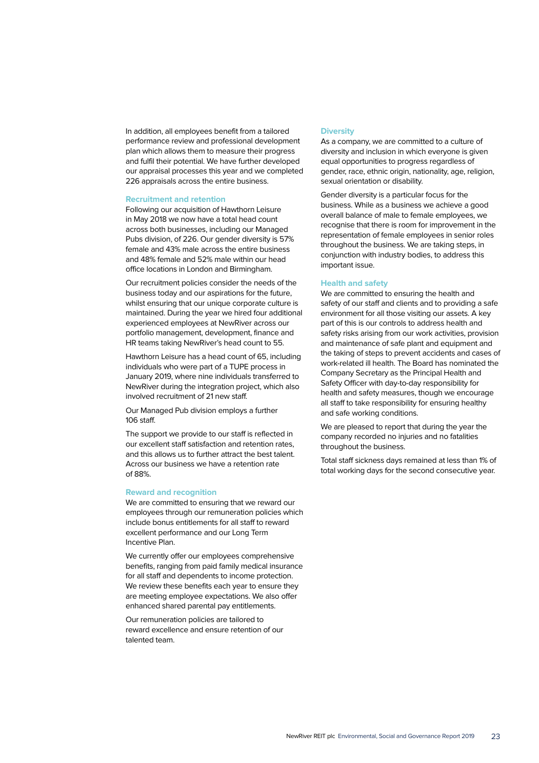In addition, all employees benefit from a tailored performance review and professional development plan which allows them to measure their progress and fulfil their potential. We have further developed our appraisal processes this year and we completed 226 appraisals across the entire business.

### Recruitment and retention

Following our acquisition of Hawthorn Leisure in May 2018 we now have a total head count across both businesses, including our Managed Pubs division, of 226. Our gender diversity is 57% female and 43% male across the entire business and 48% female and 52% male within our head office locations in London and Birmingham.

Our recruitment policies consider the needs of the business today and our aspirations for the future, whilst ensuring that our unique corporate culture is maintained. During the year we hired four additional experienced employees at NewRiver across our portfolio management, development, finance and HR teams taking NewRiver's head count to 55.

Hawthorn Leisure has a head count of 65, including individuals who were part of a TUPE process in January 2019, where nine individuals transferred to NewRiver during the integration project, which also involved recruitment of 21 new staff.

Our Managed Pub division employs a further 106 staff.

The support we provide to our staff is reflected in our excellent staff satisfaction and retention rates, and this allows us to further attract the best talent. Across our business we have a retention rate of 88%.

### Reward and recognition

We are committed to ensuring that we reward our employees through our remuneration policies which include bonus entitlements for all staff to reward excellent performance and our Long Term Incentive Plan.

We currently offer our employees comprehensive benefits, ranging from paid family medical insurance for all staff and dependents to income protection. We review these benefits each year to ensure they are meeting employee expectations. We also offer enhanced shared parental pay entitlements.

Our remuneration policies are tailored to reward excellence and ensure retention of our talented team.

### Diversity

As a company, we are committed to a culture of diversity and inclusion in which everyone is given equal opportunities to progress regardless of gender, race, ethnic origin, nationality, age, religion, sexual orientation or disability.

Gender diversity is a particular focus for the business. While as a business we achieve a good overall balance of male to female employees, we recognise that there is room for improvement in the representation of female employees in senior roles throughout the business. We are taking steps, in conjunction with industry bodies, to address this important issue.

### Health and safety

We are committed to ensuring the health and safety of our staff and clients and to providing a safe environment for all those visiting our assets. A key part of this is our controls to address health and safety risks arising from our work activities, provision and maintenance of safe plant and equipment and the taking of steps to prevent accidents and cases of work-related ill health. The Board has nominated the Company Secretary as the Principal Health and Safety Officer with day-to-day responsibility for health and safety measures, though we encourage all staff to take responsibility for ensuring healthy and safe working conditions.

We are pleased to report that during the year the company recorded no injuries and no fatalities throughout the business.

Total staff sickness days remained at less than 1% of total working days for the second consecutive year.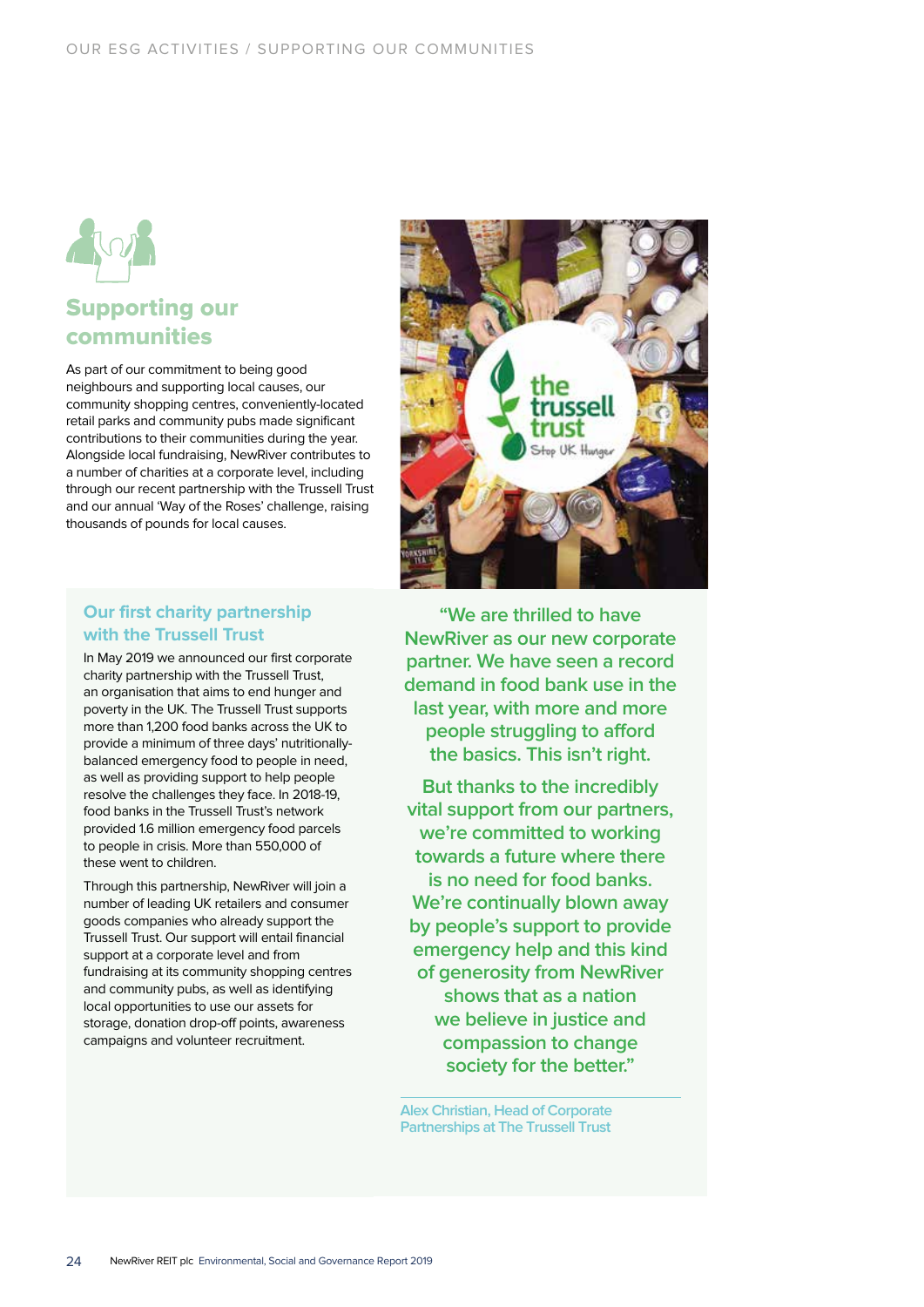## Supporting our communities

As part of our commitment to being good neighbours and supporting local causes, our community shopping centres, conveniently-located retail parks and community pubs made significant contributions to their communities during the year. Alongside local fundraising, NewRiver contributes to a number of charities at a corporate level, including through our recent partnership with the Trussell Trust and our annual 'Way of the Roses' challenge, raising thousands of pounds for local causes.

### Our first charity partnership with the Trussell Trust

In May 2019 we announced our first corporate charity partnership with the Trussell Trust, an organisation that aims to end hunger and poverty in the UK. The Trussell Trust supports more than 1,200 food banks across the UK to provide a minimum of three days' nutritionally-balanced emergency food to people in need, as well as providing support to help people resolve the challenges they face. In 2018-19, food banks in the Trussell Trust's network provided 1.6 million emergency food parcels to people in crisis. More than 550,000 of these went to children.

Through this partnership, NewRiver will join a number of leading UK retailers and consumer goods companies who already support the Trussell Trust. Our support will entail financial support at a corporate level and from fundraising at its community shopping centres and community pubs, as well as identifying local opportunities to use our assets for storage, donation drop-off points, awareness campaigns and volunteer recruitment.

"We are thrilled to have NewRiver as our new corporate partner. We have seen a record demand in food bank use in the last year, with more and more people struggling to afford the basics. This isn't right.

But thanks to the incredibly vital support from our partners, we're committed to working towards a future where there is no need for food banks. We're continually blown away by people's support to provide emergency help and this kind of generosity from NewRiver shows that as a nation we believe in justice and compassion to change society for the better."

Alex Christian, Head of Corporate Partnerships at The Trussell Trust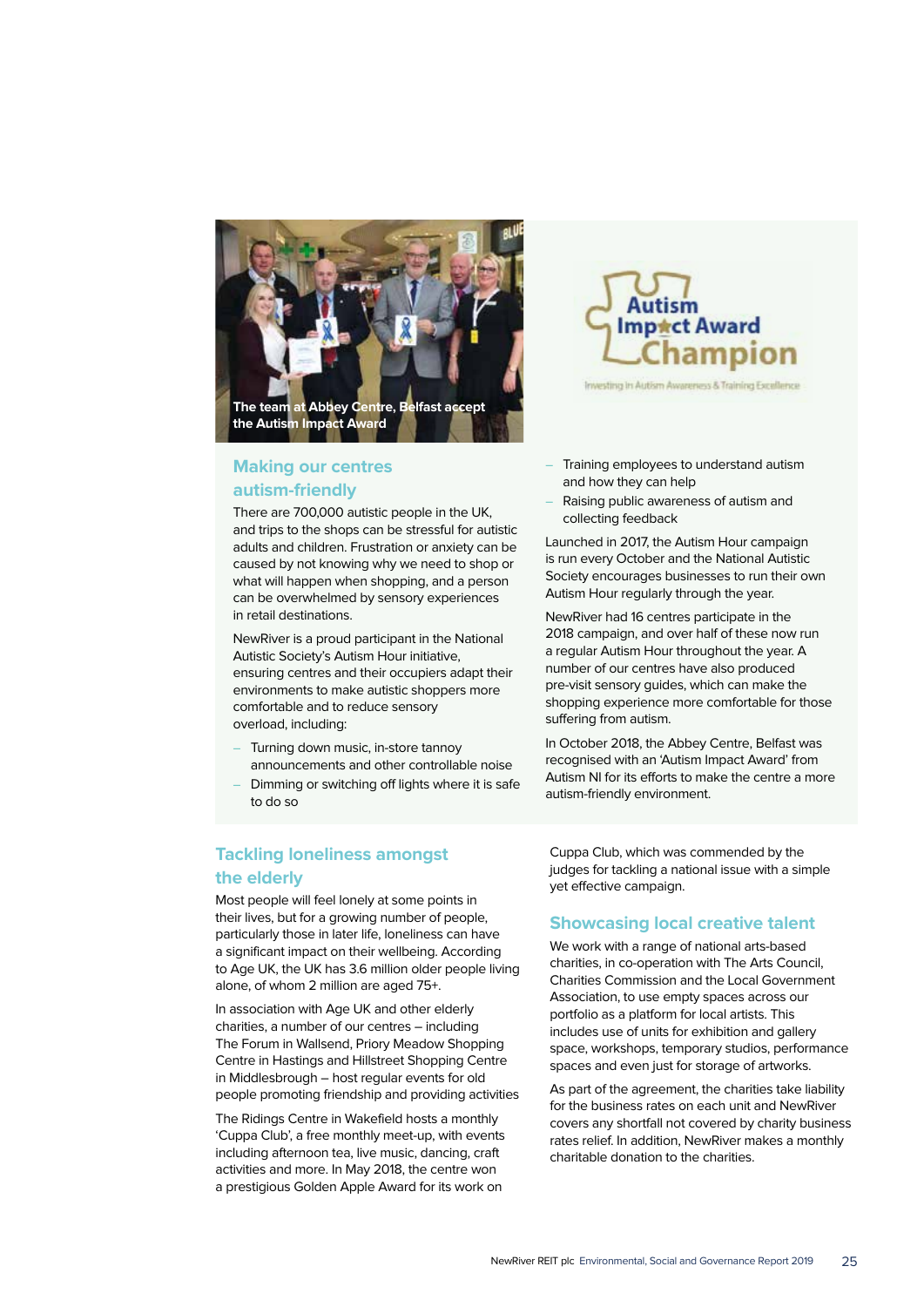The team at Abbey Centre, Belfast accept the Autism Impact Award

Autism Impact Award Champion

Investing In Autism Awareness & Training Excellence

## Making our centres autism-friendly

There are 700,000 autistic people in the UK, and trips to the shops can be stressful for autistic adults and children. Frustration or anxiety can be caused by not knowing why we need to shop or what will happen when shopping, and a person can be overwhelmed by sensory experiences in retail destinations.

NewRiver is a proud participant in the National Autistic Society's Autism Hour initiative, ensuring centres and their occupiers adapt their environments to make autistic shoppers more comfortable and to reduce sensory overload, including:

- Turning down music, in-store tannoy announcements and other controllable noise
- Dimming or switching off lights where it is safe to do so
- Training employees to understand autism and how they can help
- Raising public awareness of autism and collecting feedback

Launched in 2017, the Autism Hour campaign is run every October and the National Autistic Society encourages businesses to run their own Autism Hour regularly through the year.

NewRiver had 16 centres participate in the 2018 campaign, and over half of these now run a regular Autism Hour throughout the year. A number of our centres have also produced pre-visit sensory guides, which can make the shopping experience more comfortable for those suffering from autism.

In October 2018, the Abbey Centre, Belfast was recognised with an 'Autism Impact Award' from Autism NI for its efforts to make the centre a more autism-friendly environment.

## Tackling loneliness amongst the elderly

Most people will feel lonely at some points in their lives, but for a growing number of people, particularly those in later life, loneliness can have a significant impact on their wellbeing. According to Age UK, the UK has 3.6 million older people living alone, of whom 2 million are aged 75+.

In association with Age UK and other elderly charities, a number of our centres – including The Forum in Wallsend, Priory Meadow Shopping Centre in Hastings and Hillstreet Shopping Centre in Middlesbrough – host regular events for old people promoting friendship and providing activities

The Ridings Centre in Wakefield hosts a monthly 'Cuppa Club', a free monthly meet-up, with events including afternoon tea, live music, dancing, craft activities and more. In May 2018, the centre won a prestigious Golden Apple Award for its work on Cuppa Club, which was commended by the judges for tackling a national issue with a simple yet effective campaign.

## Showcasing local creative talent

We work with a range of national arts-based charities, in co-operation with The Arts Council, Charities Commission and the Local Government Association, to use empty spaces across our portfolio as a platform for local artists. This includes use of units for exhibition and gallery space, workshops, temporary studios, performance spaces and even just for storage of artworks.

As part of the agreement, the charities take liability for the business rates on each unit and NewRiver covers any shortfall not covered by charity business rates relief. In addition, NewRiver makes a monthly charitable donation to the charities.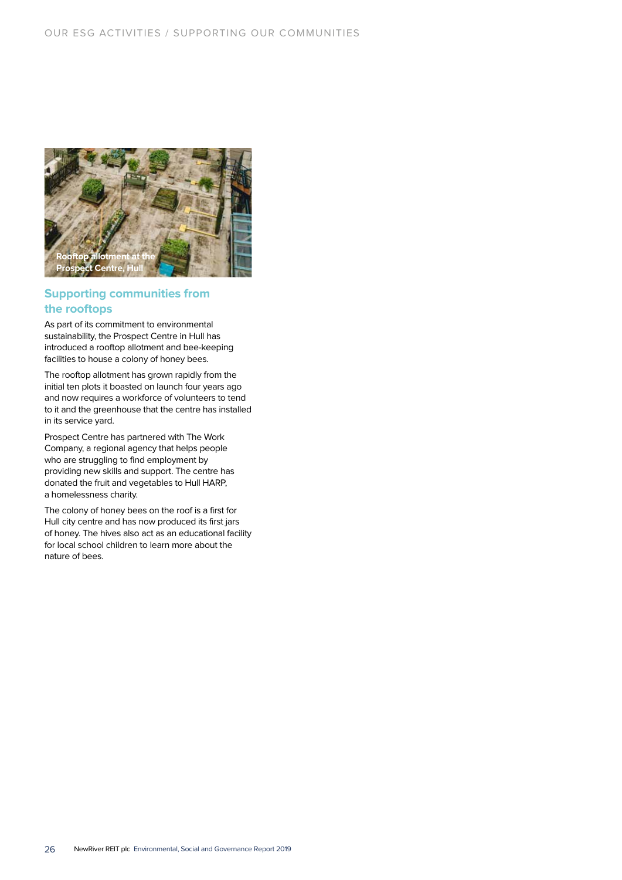Rooftop allotment at the Prospect Centre, Hull

## Supporting communities from the rooftops

As part of its commitment to environmental sustainability, the Prospect Centre in Hull has introduced a rooftop allotment and bee-keeping facilities to house a colony of honey bees.

The rooftop allotment has grown rapidly from the initial ten plots it boasted on launch four years ago and now requires a workforce of volunteers to tend to it and the greenhouse that the centre has installed in its service yard.

Prospect Centre has partnered with The Work Company, a regional agency that helps people who are struggling to find employment by providing new skills and support. The centre has donated the fruit and vegetables to Hull HARP, a homelessness charity.

The colony of honey bees on the roof is a first for Hull city centre and has now produced its first jars of honey. The hives also act as an educational facility for local school children to learn more about the nature of bees.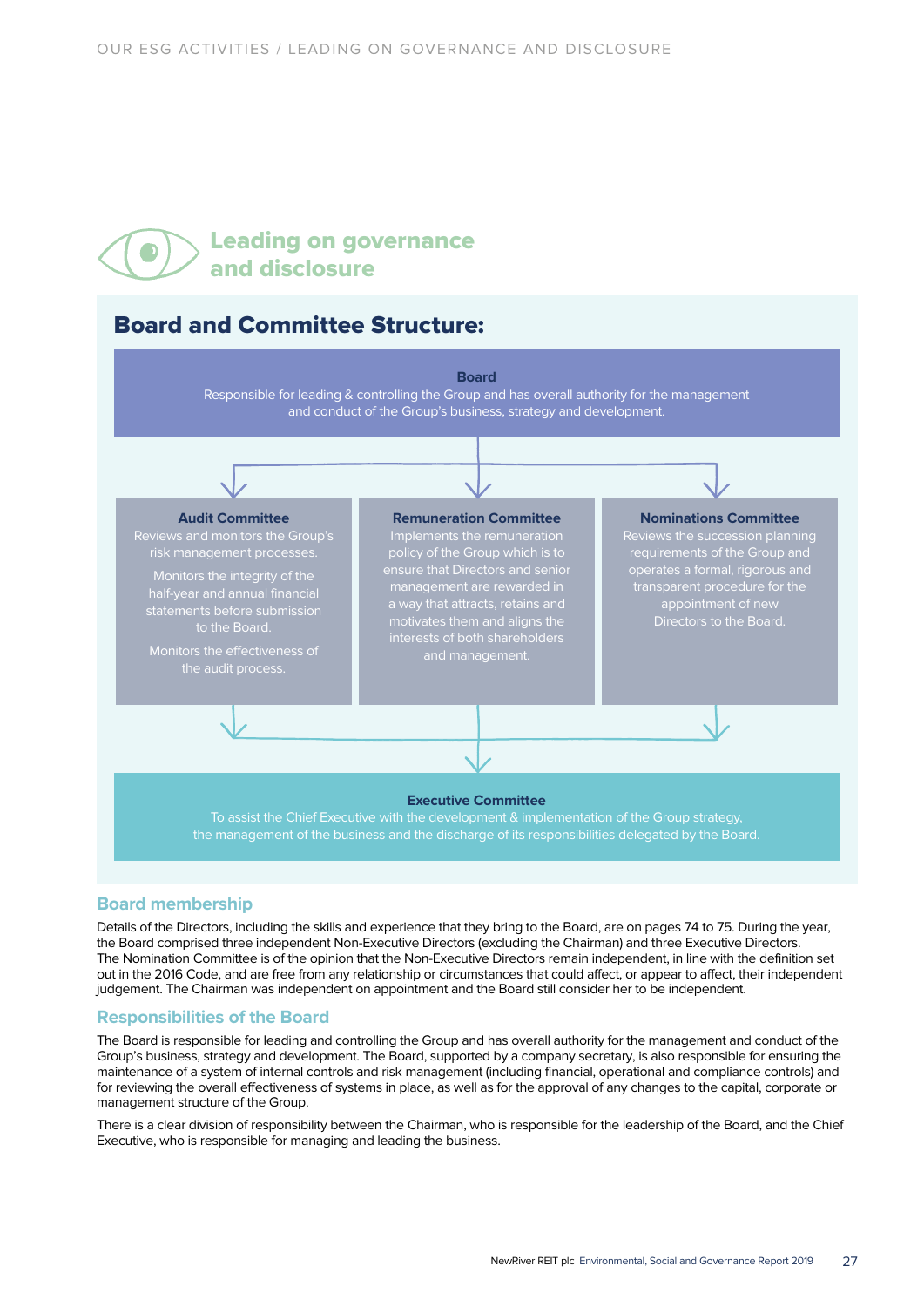# Leading on governance and disclosure

## Board and Committee Structure:

**Board**
Responsible for leading & controlling the Group and has overall authority for the management and conduct of the Group's business, strategy and development.

**Audit Committee**
Reviews and monitors the Group's risk management processes.

Monitors the integrity of the half-year and annual financial statements before submission to the Board.

Monitors the effectiveness of the audit process.

**Remuneration Committee**
Implements the remuneration policy of the Group which is to ensure that Directors and senior management are rewarded in a way that attracts, retains and motivates them and aligns the interests of both shareholders and management.

**Nominations Committee**
Reviews the succession planning requirements of the Group and operates a formal, rigorous and transparent procedure for the appointment of new Directors to the Board.

**Executive Committee**
To assist the Chief Executive with the development & implementation of the Group strategy, the management of the business and the discharge of its responsibilities delegated by the Board.

### Board membership

Details of the Directors, including the skills and experience that they bring to the Board, are on pages 74 to 75. During the year, the Board comprised three independent Non-Executive Directors (excluding the Chairman) and three Executive Directors. The Nomination Committee is of the opinion that the Non-Executive Directors remain independent, in line with the definition set out in the 2016 Code, and are free from any relationship or circumstances that could affect, or appear to affect, their independent judgement. The Chairman was independent on appointment and the Board still consider her to be independent.

### Responsibilities of the Board

The Board is responsible for leading and controlling the Group and has overall authority for the management and conduct of the Group's business, strategy and development. The Board, supported by a company secretary, is also responsible for ensuring the maintenance of a system of internal controls and risk management (including financial, operational and compliance controls) and for reviewing the overall effectiveness of systems in place, as well as for the approval of any changes to the capital, corporate or management structure of the Group.

There is a clear division of responsibility between the Chairman, who is responsible for the leadership of the Board, and the Chief Executive, who is responsible for managing and leading the business.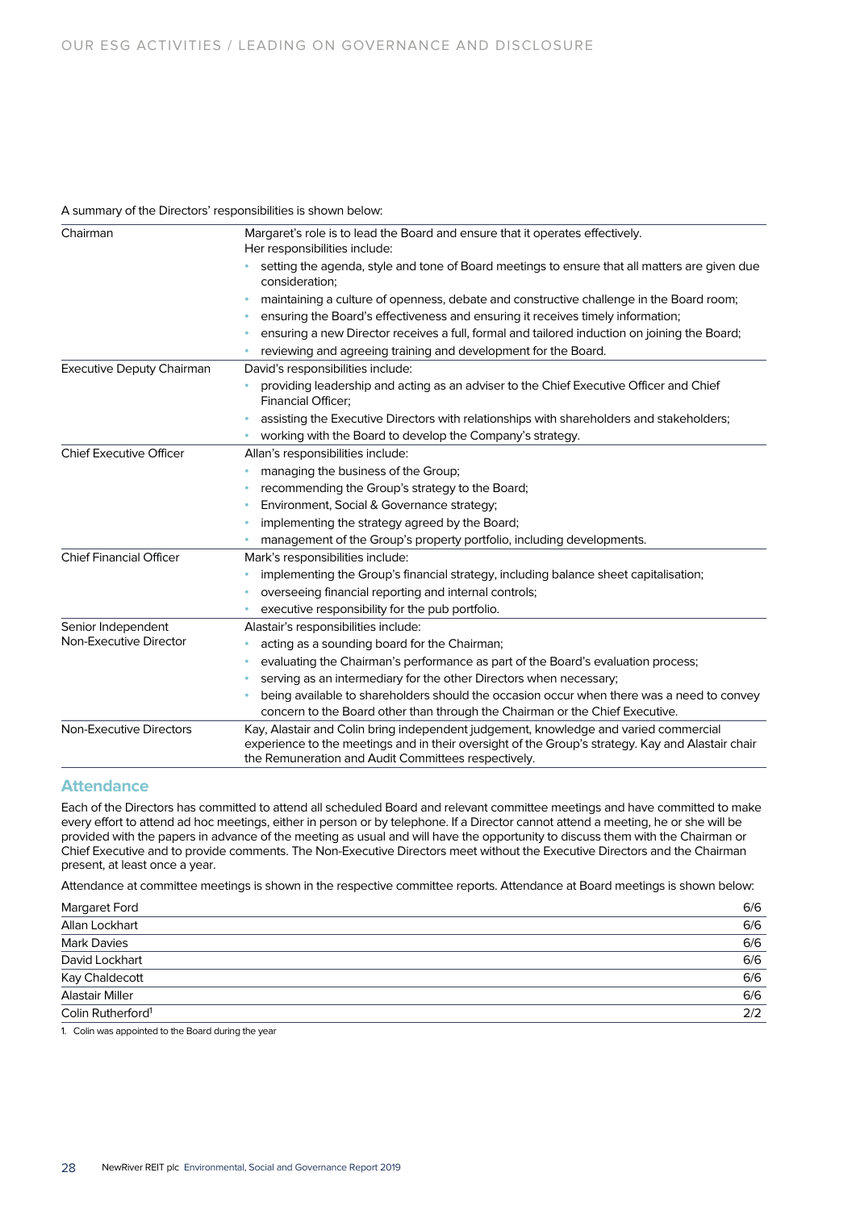A summary of the Directors' responsibilities is shown below:

| Role | Responsibilities |
| --- | --- |
| Chairman | Margaret's role is to lead the Board and ensure that it operates effectively. Her responsibilities include: • setting the agenda, style and tone of Board meetings to ensure that all matters are given due consideration; • maintaining a culture of openness, debate and constructive challenge in the Board room; • ensuring the Board's effectiveness and ensuring it receives timely information; • ensuring a new Director receives a full, formal and tailored induction on joining the Board; • reviewing and agreeing training and development for the Board. |
| Executive Deputy Chairman | David's responsibilities include: • providing leadership and acting as an adviser to the Chief Executive Officer and Chief Financial Officer; • assisting the Executive Directors with relationships with shareholders and stakeholders; • working with the Board to develop the Company's strategy. |
| Chief Executive Officer | Allan's responsibilities include: • managing the business of the Group; • recommending the Group's strategy to the Board; • Environment, Social & Governance strategy; • implementing the strategy agreed by the Board; • management of the Group's property portfolio, including developments. |
| Chief Financial Officer | Mark's responsibilities include: • implementing the Group's financial strategy, including balance sheet capitalisation; • overseeing financial reporting and internal controls; • executive responsibility for the pub portfolio. |
| Senior Independent Non-Executive Director | Alastair's responsibilities include: • acting as a sounding board for the Chairman; • evaluating the Chairman's performance as part of the Board's evaluation process; • serving as an intermediary for the other Directors when necessary; • being available to shareholders should the occasion occur when there was a need to convey concern to the Board other than through the Chairman or the Chief Executive. |
| Non-Executive Directors | Kay, Alastair and Colin bring independent judgement, knowledge and varied commercial experience to the meetings and in their oversight of the Group's strategy. Kay and Alastair chair the Remuneration and Audit Committees respectively. |

## Attendance

Each of the Directors has committed to attend all scheduled Board and relevant committee meetings and have committed to make every effort to attend ad hoc meetings, either in person or by telephone. If a Director cannot attend a meeting, he or she will be provided with the papers in advance of the meeting as usual and will have the opportunity to discuss them with the Chairman or Chief Executive and to provide comments. The Non-Executive Directors meet without the Executive Directors and the Chairman present, at least once a year.

Attendance at committee meetings is shown in the respective committee reports. Attendance at Board meetings is shown below:

| Director | Attendance |
| --- | --- |
| Margaret Ford | 6/6 |
| Allan Lockhart | 6/6 |
| Mark Davies | 6/6 |
| David Lockhart | 6/6 |
| Kay Chaldecott | 6/6 |
| Alastair Miller | 6/6 |
| Colin Rutherford[1] | 2/2 |

1. Colin was appointed to the Board during the year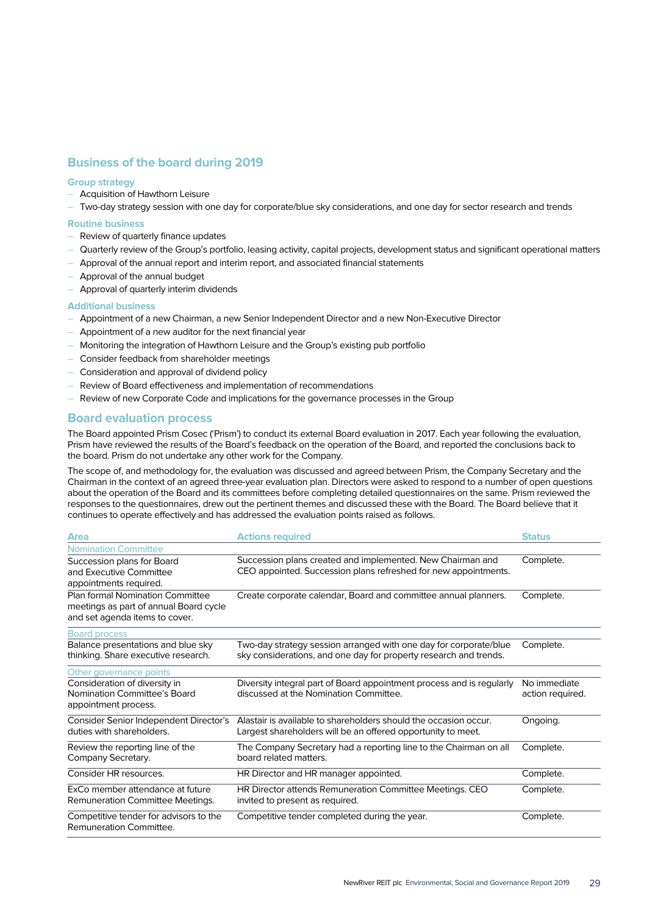## Business of the board during 2019

### Group strategy

- Acquisition of Hawthorn Leisure
- Two-day strategy session with one day for corporate/blue sky considerations, and one day for sector research and trends

### Routine business

- Review of quarterly finance updates
- Quarterly review of the Group's portfolio, leasing activity, capital projects, development status and significant operational matters
- Approval of the annual report and interim report, and associated financial statements
- Approval of the annual budget
- Approval of quarterly interim dividends

### Additional business

- Appointment of a new Chairman, a new Senior Independent Director and a new Non-Executive Director
- Appointment of a new auditor for the next financial year
- Monitoring the integration of Hawthorn Leisure and the Group's existing pub portfolio
- Consider feedback from shareholder meetings
- Consideration and approval of dividend policy
- Review of Board effectiveness and implementation of recommendations
- Review of new Corporate Code and implications for the governance processes in the Group

## Board evaluation process

The Board appointed Prism Cosec ('Prism') to conduct its external Board evaluation in 2017. Each year following the evaluation, Prism have reviewed the results of the Board's feedback on the operation of the Board, and reported the conclusions back to the board. Prism do not undertake any other work for the Company.

The scope of, and methodology for, the evaluation was discussed and agreed between Prism, the Company Secretary and the Chairman in the context of an agreed three-year evaluation plan. Directors were asked to respond to a number of open questions about the operation of the Board and its committees before completing detailed questionnaires on the same. Prism reviewed the responses to the questionnaires, drew out the pertinent themes and discussed these with the Board. The Board believe that it continues to operate effectively and has addressed the evaluation points raised as follows.

| Area | Actions required | Status |
|---|---|---|
| **Nomination Committee** | | |
| Succession plans for Board and Executive Committee appointments required. | Succession plans created and implemented. New Chairman and CEO appointed. Succession plans refreshed for new appointments. | Complete. |
| Plan formal Nomination Committee meetings as part of annual Board cycle and set agenda items to cover. | Create corporate calendar, Board and committee annual planners. | Complete. |
| **Board process** | | |
| Balance presentations and blue sky thinking. Share executive research. | Two-day strategy session arranged with one day for corporate/blue sky considerations, and one day for property research and trends. | Complete. |
| **Other governance points** | | |
| Consideration of diversity in Nomination Committee's Board appointment process. | Diversity integral part of Board appointment process and is regularly discussed at the Nomination Committee. | No immediate action required. |
| Consider Senior Independent Director's duties with shareholders. | Alastair is available to shareholders should the occasion occur. Largest shareholders will be an offered opportunity to meet. | Ongoing. |
| Review the reporting line of the Company Secretary. | The Company Secretary had a reporting line to the Chairman on all board related matters. | Complete. |
| Consider HR resources. | HR Director and HR manager appointed. | Complete. |
| ExCo member attendance at future Remuneration Committee Meetings. | HR Director attends Remuneration Committee Meetings. CEO invited to present as required. | Complete. |
| Competitive tender for advisors to the Remuneration Committee. | Competitive tender completed during the year. | Complete. |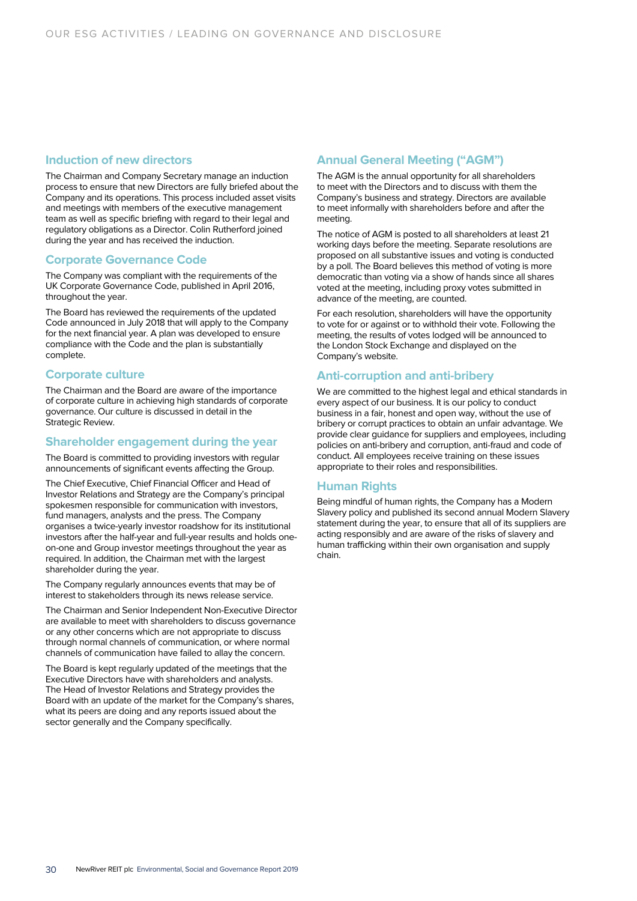## Induction of new directors

The Chairman and Company Secretary manage an induction process to ensure that new Directors are fully briefed about the Company and its operations. This process included asset visits and meetings with members of the executive management team as well as specific briefing with regard to their legal and regulatory obligations as a Director. Colin Rutherford joined during the year and has received the induction.

## Corporate Governance Code

The Company was compliant with the requirements of the UK Corporate Governance Code, published in April 2016, throughout the year.

The Board has reviewed the requirements of the updated Code announced in July 2018 that will apply to the Company for the next financial year. A plan was developed to ensure compliance with the Code and the plan is substantially complete.

## Corporate culture

The Chairman and the Board are aware of the importance of corporate culture in achieving high standards of corporate governance. Our culture is discussed in detail in the Strategic Review.

## Shareholder engagement during the year

The Board is committed to providing investors with regular announcements of significant events affecting the Group.

The Chief Executive, Chief Financial Officer and Head of Investor Relations and Strategy are the Company's principal spokesmen responsible for communication with investors, fund managers, analysts and the press. The Company organises a twice-yearly investor roadshow for its institutional investors after the half-year and full-year results and holds one-on-one and Group investor meetings throughout the year as required. In addition, the Chairman met with the largest shareholder during the year.

The Company regularly announces events that may be of interest to stakeholders through its news release service.

The Chairman and Senior Independent Non-Executive Director are available to meet with shareholders to discuss governance or any other concerns which are not appropriate to discuss through normal channels of communication, or where normal channels of communication have failed to allay the concern.

The Board is kept regularly updated of the meetings that the Executive Directors have with shareholders and analysts. The Head of Investor Relations and Strategy provides the Board with an update of the market for the Company's shares, what its peers are doing and any reports issued about the sector generally and the Company specifically.

## Annual General Meeting ("AGM")

The AGM is the annual opportunity for all shareholders to meet with the Directors and to discuss with them the Company's business and strategy. Directors are available to meet informally with shareholders before and after the meeting.

The notice of AGM is posted to all shareholders at least 21 working days before the meeting. Separate resolutions are proposed on all substantive issues and voting is conducted by a poll. The Board believes this method of voting is more democratic than voting via a show of hands since all shares voted at the meeting, including proxy votes submitted in advance of the meeting, are counted.

For each resolution, shareholders will have the opportunity to vote for or against or to withhold their vote. Following the meeting, the results of votes lodged will be announced to the London Stock Exchange and displayed on the Company's website.

## Anti-corruption and anti-bribery

We are committed to the highest legal and ethical standards in every aspect of our business. It is our policy to conduct business in a fair, honest and open way, without the use of bribery or corrupt practices to obtain an unfair advantage. We provide clear guidance for suppliers and employees, including policies on anti-bribery and corruption, anti-fraud and code of conduct. All employees receive training on these issues appropriate to their roles and responsibilities.

## Human Rights

Being mindful of human rights, the Company has a Modern Slavery policy and published its second annual Modern Slavery statement during the year, to ensure that all of its suppliers are acting responsibly and are aware of the risks of slavery and human trafficking within their own organisation and supply chain.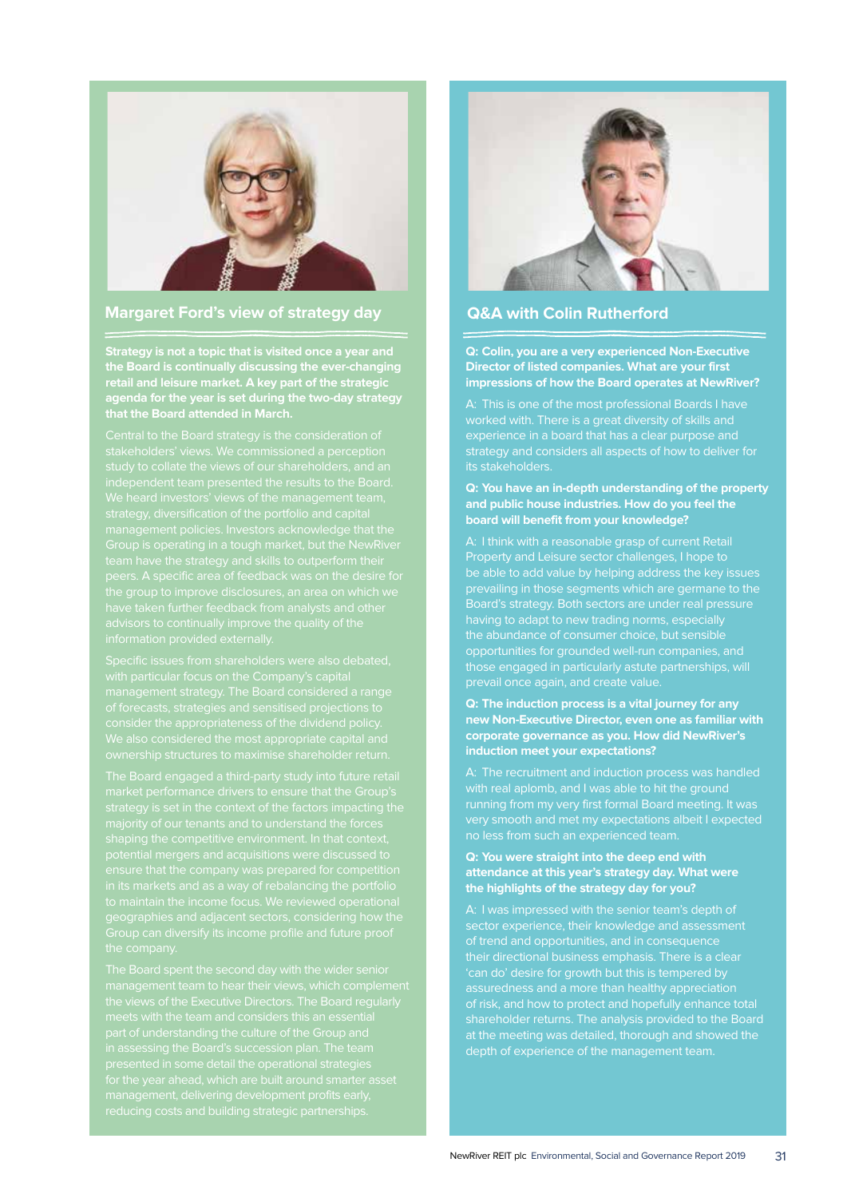## Margaret Ford's view of strategy day

**Strategy is not a topic that is visited once a year and the Board is continually discussing the ever-changing retail and leisure market. A key part of the strategic agenda for the year is set during the two-day strategy that the Board attended in March.**

Central to the Board strategy is the consideration of stakeholders' views. We commissioned a perception study to collate the views of our shareholders, and an independent team presented the results to the Board. We heard investors' views of the management team, strategy, diversification of the portfolio and capital management policies. Investors acknowledge that the Group is operating in a tough market, but the NewRiver team have the strategy and skills to outperform their peers. A specific area of feedback was on the desire for the group to improve disclosures, an area on which we have taken further feedback from analysts and other advisors to continually improve the quality of the information provided externally.

Specific issues from shareholders were also debated, with particular focus on the Company's capital management strategy. The Board considered a range of forecasts, strategies and sensitised projections to consider the appropriateness of the dividend policy. We also considered the most appropriate capital and ownership structures to maximise shareholder return.

The Board engaged a third-party study into future retail market performance drivers to ensure that the Group's strategy is set in the context of the factors impacting the majority of our tenants and to understand the forces shaping the competitive environment. In that context, potential mergers and acquisitions were discussed to ensure that the company was prepared for competition in its markets and as a way of rebalancing the portfolio to maintain the income focus. We reviewed operational geographies and adjacent sectors, considering how the Group can diversify its income profile and future proof the company.

The Board spent the second day with the wider senior management team to hear their views, which complement the views of the Executive Directors. The Board regularly meets with the team and considers this an essential part of understanding the culture of the Group and in assessing the Board's succession plan. The team presented in some detail the operational strategies for the year ahead, which are built around smarter asset management, delivering development profits early, reducing costs and building strategic partnerships.

## Q&A with Colin Rutherford

**Q: Colin, you are a very experienced Non-Executive Director of listed companies. What are your first impressions of how the Board operates at NewRiver?**

A: This is one of the most professional Boards I have worked with. There is a great diversity of skills and experience in a board that has a clear purpose and strategy and considers all aspects of how to deliver for its stakeholders.

**Q: You have an in-depth understanding of the property and public house industries. How do you feel the board will benefit from your knowledge?**

A: I think with a reasonable grasp of current Retail Property and Leisure sector challenges, I hope to be able to add value by helping address the key issues prevailing in those segments which are germane to the Board's strategy. Both sectors are under real pressure having to adapt to new trading norms, especially the abundance of consumer choice, but sensible opportunities for grounded well-run companies, and those engaged in particularly astute partnerships, will prevail once again, and create value.

**Q: The induction process is a vital journey for any new Non-Executive Director, even one as familiar with corporate governance as you. How did NewRiver's induction meet your expectations?**

A: The recruitment and induction process was handled with real aplomb, and I was able to hit the ground running from my very first formal Board meeting. It was very smooth and met my expectations albeit I expected no less from such an experienced team.

**Q: You were straight into the deep end with attendance at this year's strategy day. What were the highlights of the strategy day for you?**

A: I was impressed with the senior team's depth of sector experience, their knowledge and assessment of trend and opportunities, and in consequence their directional business emphasis. There is a clear 'can do' desire for growth but this is tempered by assuredness and a more than healthy appreciation of risk, and how to protect and hopefully enhance total shareholder returns. The analysis provided to the Board at the meeting was detailed, thorough and showed the depth of experience of the management team.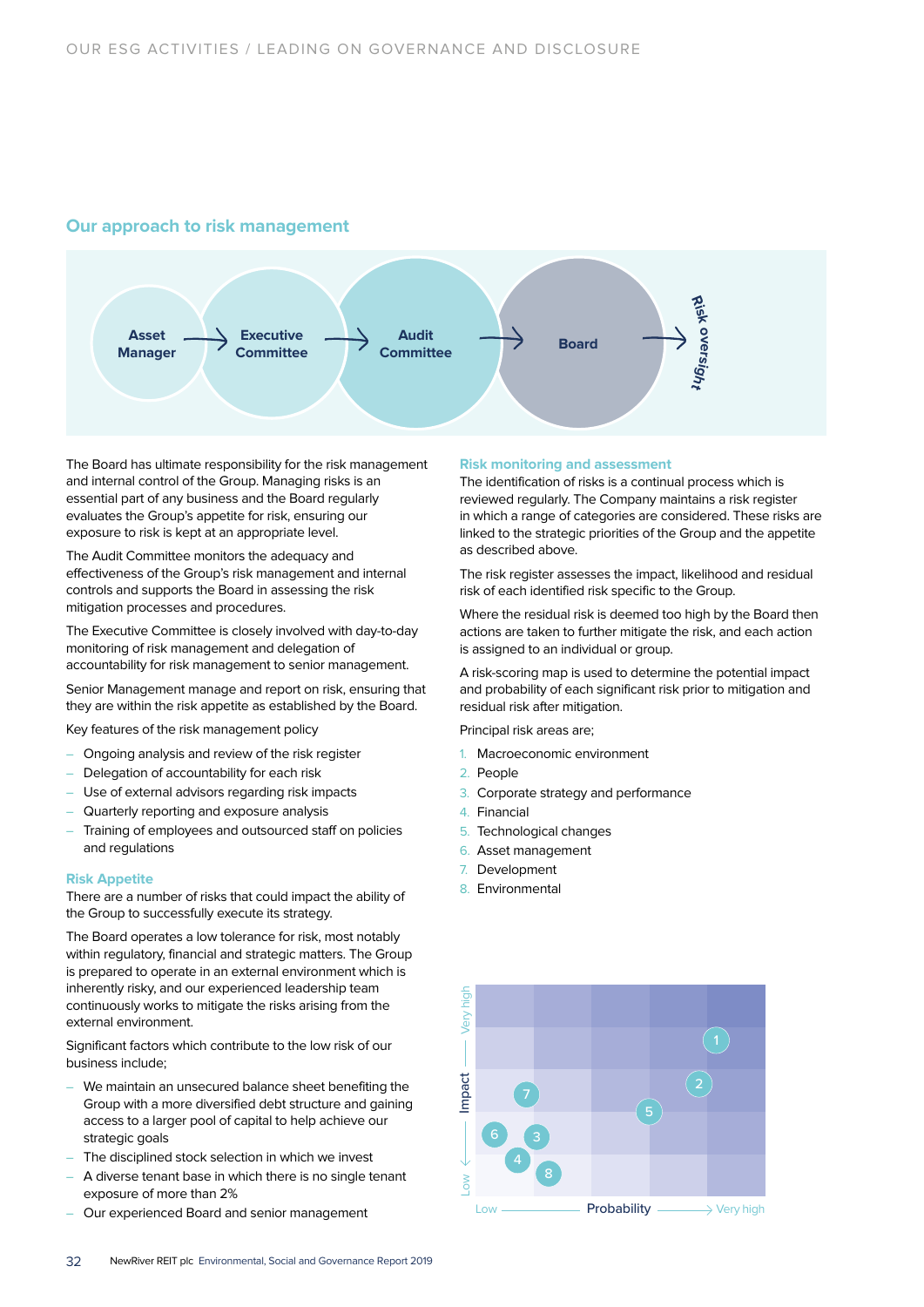## Our approach to risk management

Asset Manager → Executive Committee → Audit Committee → Board → Risk oversight

The Board has ultimate responsibility for the risk management and internal control of the Group. Managing risks is an essential part of any business and the Board regularly evaluates the Group's appetite for risk, ensuring our exposure to risk is kept at an appropriate level.

The Audit Committee monitors the adequacy and effectiveness of the Group's risk management and internal controls and supports the Board in assessing the risk mitigation processes and procedures.

The Executive Committee is closely involved with day-to-day monitoring of risk management and delegation of accountability for risk management to senior management.

Senior Management manage and report on risk, ensuring that they are within the risk appetite as established by the Board.

Key features of the risk management policy

- Ongoing analysis and review of the risk register
- Delegation of accountability for each risk
- Use of external advisors regarding risk impacts
- Quarterly reporting and exposure analysis
- Training of employees and outsourced staff on policies and regulations

### Risk Appetite

There are a number of risks that could impact the ability of the Group to successfully execute its strategy.

The Board operates a low tolerance for risk, most notably within regulatory, financial and strategic matters. The Group is prepared to operate in an external environment which is inherently risky, and our experienced leadership team continuously works to mitigate the risks arising from the external environment.

Significant factors which contribute to the low risk of our business include;

- We maintain an unsecured balance sheet benefiting the Group with a more diversified debt structure and gaining access to a larger pool of capital to help achieve our strategic goals
- The disciplined stock selection in which we invest
- A diverse tenant base in which there is no single tenant exposure of more than 2%
- Our experienced Board and senior management

### Risk monitoring and assessment

The identification of risks is a continual process which is reviewed regularly. The Company maintains a risk register in which a range of categories are considered. These risks are linked to the strategic priorities of the Group and the appetite as described above.

The risk register assesses the impact, likelihood and residual risk of each identified risk specific to the Group.

Where the residual risk is deemed too high by the Board then actions are taken to further mitigate the risk, and each action is assigned to an individual or group.

A risk-scoring map is used to determine the potential impact and probability of each significant risk prior to mitigation and residual risk after mitigation.

Principal risk areas are;

1. Macroeconomic environment
2. People
3. Corporate strategy and performance
4. Financial
5. Technological changes
6. Asset management
7. Development
8. Environmental

Impact (Low → Very high) / Probability (Low → Very high)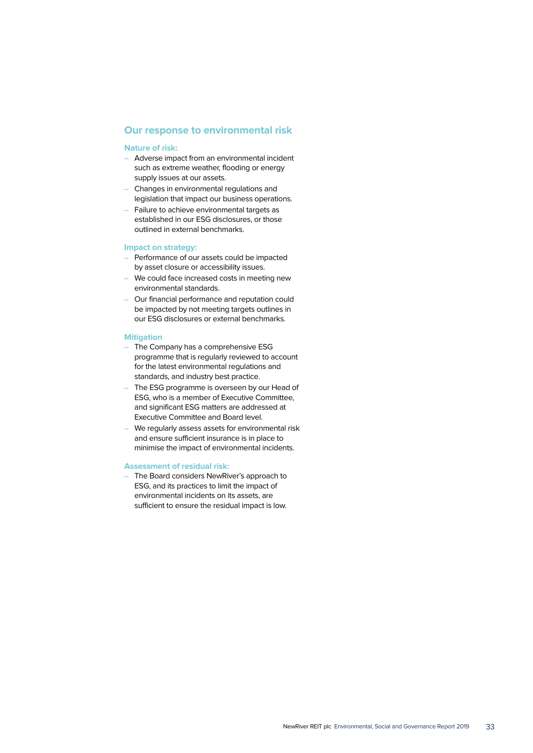## Our response to environmental risk

### Nature of risk:

- Adverse impact from an environmental incident such as extreme weather, flooding or energy supply issues at our assets.
- Changes in environmental regulations and legislation that impact our business operations.
- Failure to achieve environmental targets as established in our ESG disclosures, or those outlined in external benchmarks.

### Impact on strategy:

- Performance of our assets could be impacted by asset closure or accessibility issues.
- We could face increased costs in meeting new environmental standards.
- Our financial performance and reputation could be impacted by not meeting targets outlines in our ESG disclosures or external benchmarks.

### Mitigation

- The Company has a comprehensive ESG programme that is regularly reviewed to account for the latest environmental regulations and standards, and industry best practice.
- The ESG programme is overseen by our Head of ESG, who is a member of Executive Committee, and significant ESG matters are addressed at Executive Committee and Board level.
- We regularly assess assets for environmental risk and ensure sufficient insurance is in place to minimise the impact of environmental incidents.

### Assessment of residual risk:

- The Board considers NewRiver's approach to ESG, and its practices to limit the impact of environmental incidents on its assets, are sufficient to ensure the residual impact is low.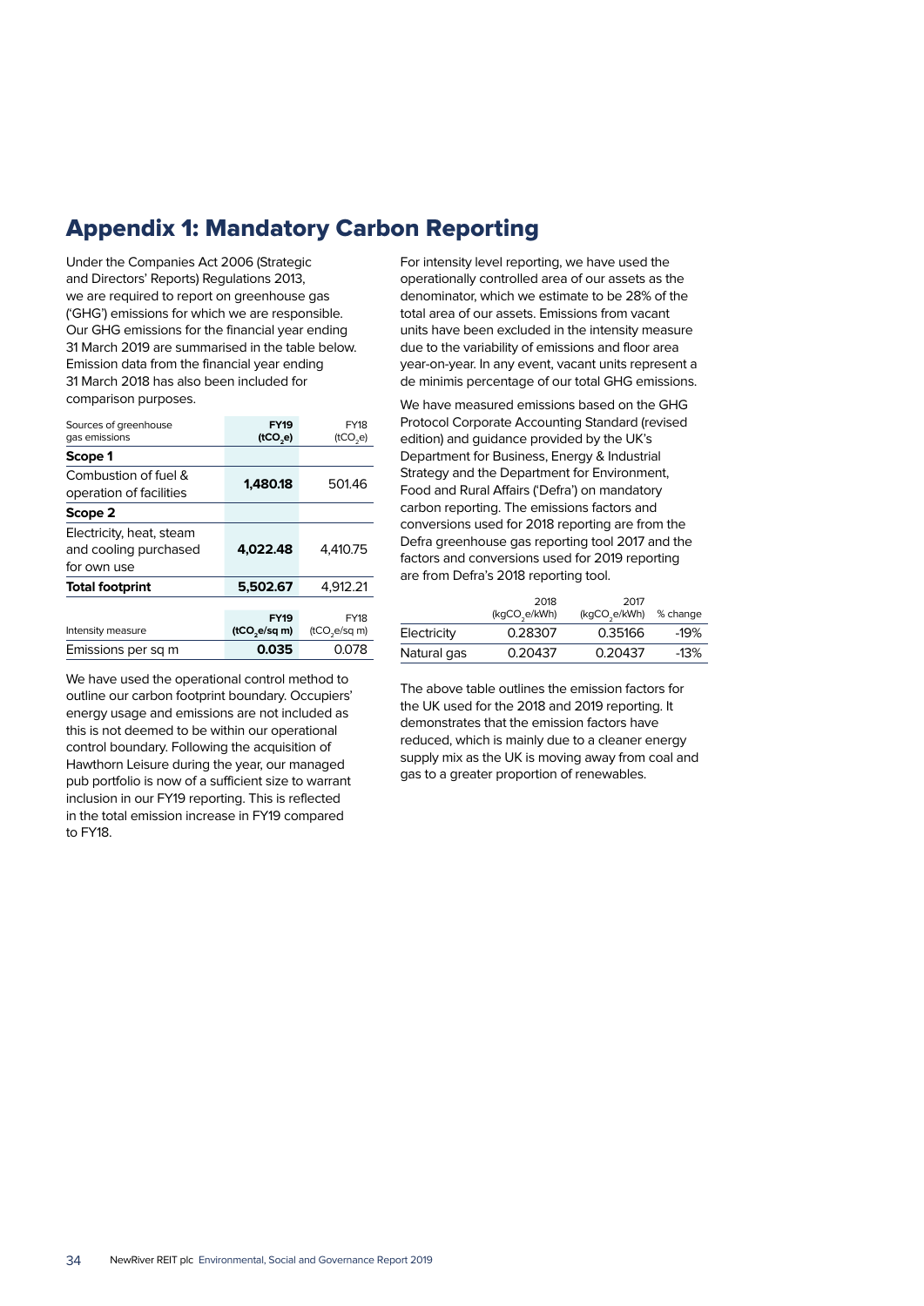# Appendix 1: Mandatory Carbon Reporting

Under the Companies Act 2006 (Strategic and Directors' Reports) Regulations 2013, we are required to report on greenhouse gas ('GHG') emissions for which we are responsible. Our GHG emissions for the financial year ending 31 March 2019 are summarised in the table below. Emission data from the financial year ending 31 March 2018 has also been included for comparison purposes.

| Sources of greenhouse gas emissions | **FY19 ($tCO_2e$)** | FY18 ($tCO_2e$) |
|---|---|---|
| **Scope 1** | | |
| Combustion of fuel & operation of facilities | **1,480.18** | 501.46 |
| **Scope 2** | | |
| Electricity, heat, steam and cooling purchased for own use | **4,022.48** | 4,410.75 |
| **Total footprint** | **5,502.67** | 4,912.21 |

| Intensity measure | **FY19 ($tCO_2e$/sq m)** | FY18 ($tCO_2e$/sq m) |
|---|---|---|
| Emissions per sq m | **0.035** | 0.078 |

We have used the operational control method to outline our carbon footprint boundary. Occupiers' energy usage and emissions are not included as this is not deemed to be within our operational control boundary. Following the acquisition of Hawthorn Leisure during the year, our managed pub portfolio is now of a sufficient size to warrant inclusion in our FY19 reporting. This is reflected in the total emission increase in FY19 compared to FY18.

For intensity level reporting, we have used the operationally controlled area of our assets as the denominator, which we estimate to be 28% of the total area of our assets. Emissions from vacant units have been excluded in the intensity measure due to the variability of emissions and floor area year-on-year. In any event, vacant units represent a de minimis percentage of our total GHG emissions.

We have measured emissions based on the GHG Protocol Corporate Accounting Standard (revised edition) and guidance provided by the UK's Department for Business, Energy & Industrial Strategy and the Department for Environment, Food and Rural Affairs ('Defra') on mandatory carbon reporting. The emissions factors and conversions used for 2018 reporting are from the Defra greenhouse gas reporting tool 2017 and the factors and conversions used for 2019 reporting are from Defra's 2018 reporting tool.

| | 2018 ($kgCO_2e$/kWh) | 2017 ($kgCO_2e$/kWh) | % change |
|---|---|---|---|
| Electricity | 0.28307 | 0.35166 | -19% |
| Natural gas | 0.20437 | 0.20437 | -13% |

The above table outlines the emission factors for the UK used for the 2018 and 2019 reporting. It demonstrates that the emission factors have reduced, which is mainly due to a cleaner energy supply mix as the UK is moving away from coal and gas to a greater proportion of renewables.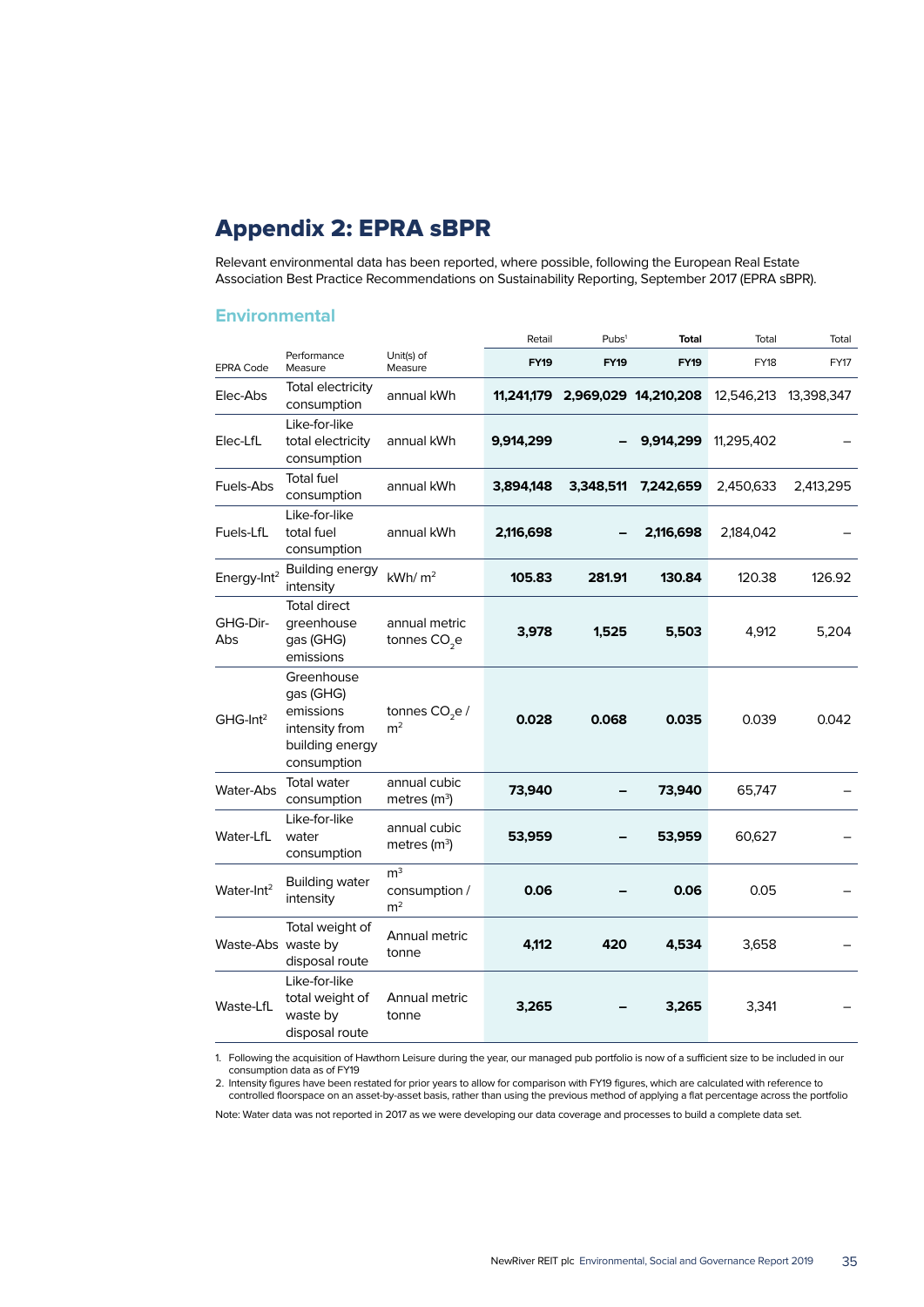# Appendix 2: EPRA sBPR

Relevant environmental data has been reported, where possible, following the European Real Estate Association Best Practice Recommendations on Sustainability Reporting, September 2017 (EPRA sBPR).

## Environmental

| EPRA Code | Performance Measure | Unit(s) of Measure | Retail FY19 | Pubs[1] FY19 | Total FY19 | Total FY18 | Total FY17 |
|---|---|---|---|---|---|---|---|
| Elec-Abs | Total electricity consumption | annual kWh | **11,241,179** | **2,969,029** | **14,210,208** | 12,546,213 | 13,398,347 |
| Elec-LfL | Like-for-like total electricity consumption | annual kWh | **9,914,299** | **–** | **9,914,299** | 11,295,402 | – |
| Fuels-Abs | Total fuel consumption | annual kWh | **3,894,148** | **3,348,511** | **7,242,659** | 2,450,633 | 2,413,295 |
| Fuels-LfL | Like-for-like total fuel consumption | annual kWh | **2,116,698** | **–** | **2,116,698** | 2,184,042 | – |
| Energy-Int[2] | Building energy intensity | kWh/ $m^2$ | **105.83** | **281.91** | **130.84** | 120.38 | 126.92 |
| GHG-Dir-Abs | Total direct greenhouse gas (GHG) emissions | annual metric tonnes $CO_2e$ | **3,978** | **1,525** | **5,503** | 4,912 | 5,204 |
| GHG-Int[2] | Greenhouse gas (GHG) emissions intensity from building energy consumption | tonnes $CO_2e$ / $m^2$ | **0.028** | **0.068** | **0.035** | 0.039 | 0.042 |
| Water-Abs | Total water consumption | annual cubic metres ($m^3$) | **73,940** | **–** | **73,940** | 65,747 | – |
| Water-LfL | Like-for-like water consumption | annual cubic metres ($m^3$) | **53,959** | **–** | **53,959** | 60,627 | – |
| Water-Int[2] | Building water intensity | $m^3$ consumption / $m^2$ | **0.06** | **–** | **0.06** | 0.05 | – |
| Waste-Abs | Total weight of waste by disposal route | Annual metric tonne | **4,112** | **420** | **4,534** | 3,658 | – |
| Waste-LfL | Like-for-like total weight of waste by disposal route | Annual metric tonne | **3,265** | **–** | **3,265** | 3,341 | – |

1. Following the acquisition of Hawthorn Leisure during the year, our managed pub portfolio is now of a sufficient size to be included in our consumption data as of FY19
2. Intensity figures have been restated for prior years to allow for comparison with FY19 figures, which are calculated with reference to controlled floorspace on an asset-by-asset basis, rather than using the previous method of applying a flat percentage across the portfolio

Note: Water data was not reported in 2017 as we were developing our data coverage and processes to build a complete data set.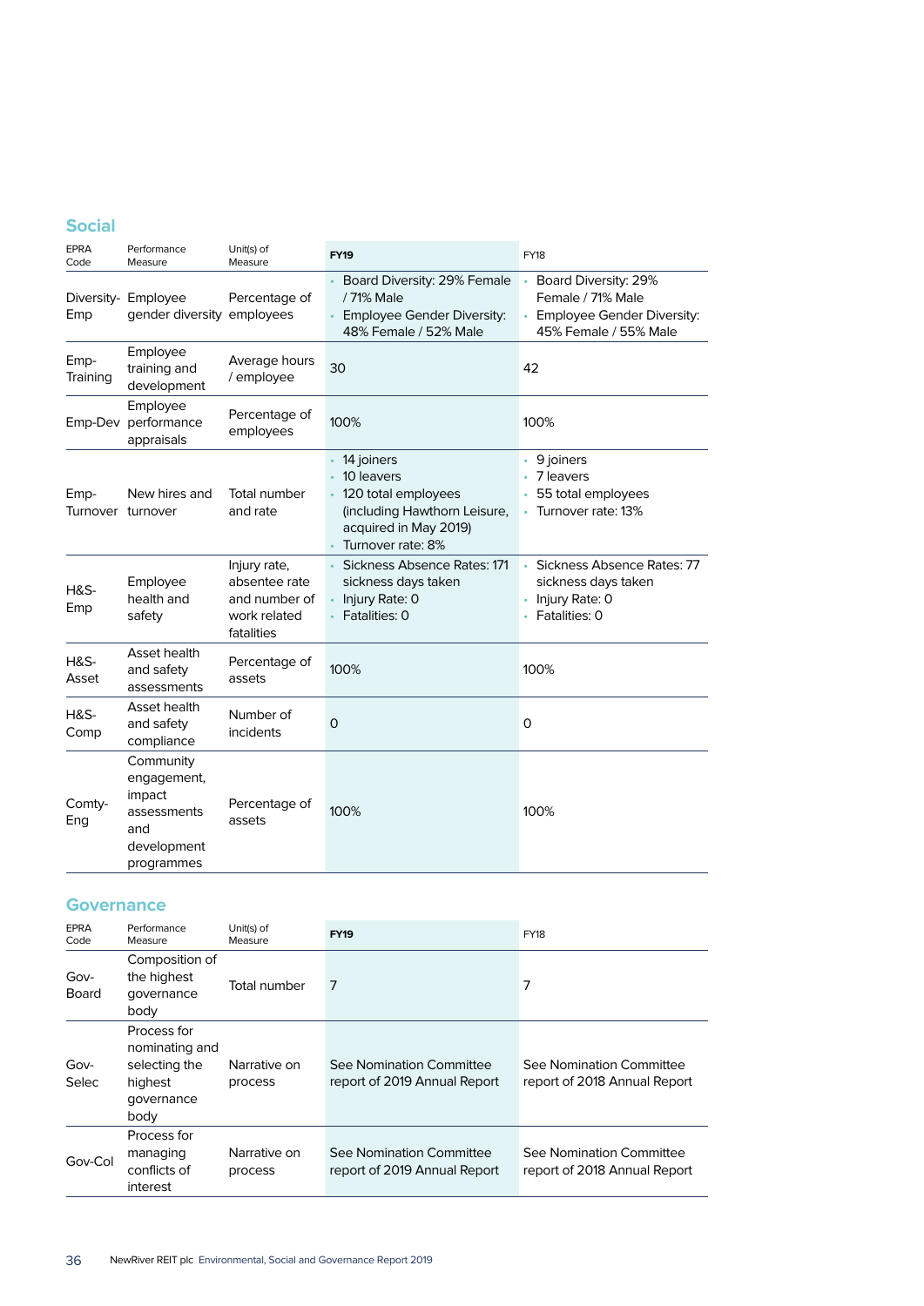## Social

| EPRA Code | Performance Measure | Unit(s) of Measure | FY19 | FY18 |
|---|---|---|---|---|
| Diversity-Emp | Employee gender diversity | Percentage of employees | • Board Diversity: 29% Female / 71% Male<br>• Employee Gender Diversity: 48% Female / 52% Male | • Board Diversity: 29% Female / 71% Male<br>• Employee Gender Diversity: 45% Female / 55% Male |
| Emp-Training | Employee training and development | Average hours / employee | 30 | 42 |
| Emp-Dev | Employee performance appraisals | Percentage of employees | 100% | 100% |
| Emp-Turnover | New hires and turnover | Total number and rate | • 14 joiners<br>• 10 leavers<br>• 120 total employees (including Hawthorn Leisure, acquired in May 2019)<br>• Turnover rate: 8% | • 9 joiners<br>• 7 leavers<br>• 55 total employees<br>• Turnover rate: 13% |
| H&S-Emp | Employee health and safety | Injury rate, absentee rate and number of work related fatalities | • Sickness Absence Rates: 171 sickness days taken<br>• Injury Rate: 0<br>• Fatalities: 0 | • Sickness Absence Rates: 77 sickness days taken<br>• Injury Rate: 0<br>• Fatalities: 0 |
| H&S-Asset | Asset health and safety assessments | Percentage of assets | 100% | 100% |
| H&S-Comp | Asset health and safety compliance | Number of incidents | 0 | 0 |
| Comty-Eng | Community engagement, impact assessments and development programmes | Percentage of assets | 100% | 100% |

## Governance

| EPRA Code | Performance Measure | Unit(s) of Measure | FY19 | FY18 |
|---|---|---|---|---|
| Gov-Board | Composition of the highest governance body | Total number | 7 | 7 |
| Gov-Selec | Process for nominating and selecting the highest governance body | Narrative on process | See Nomination Committee report of 2019 Annual Report | See Nomination Committee report of 2018 Annual Report |
| Gov-Col | Process for managing conflicts of interest | Narrative on process | See Nomination Committee report of 2019 Annual Report | See Nomination Committee report of 2018 Annual Report |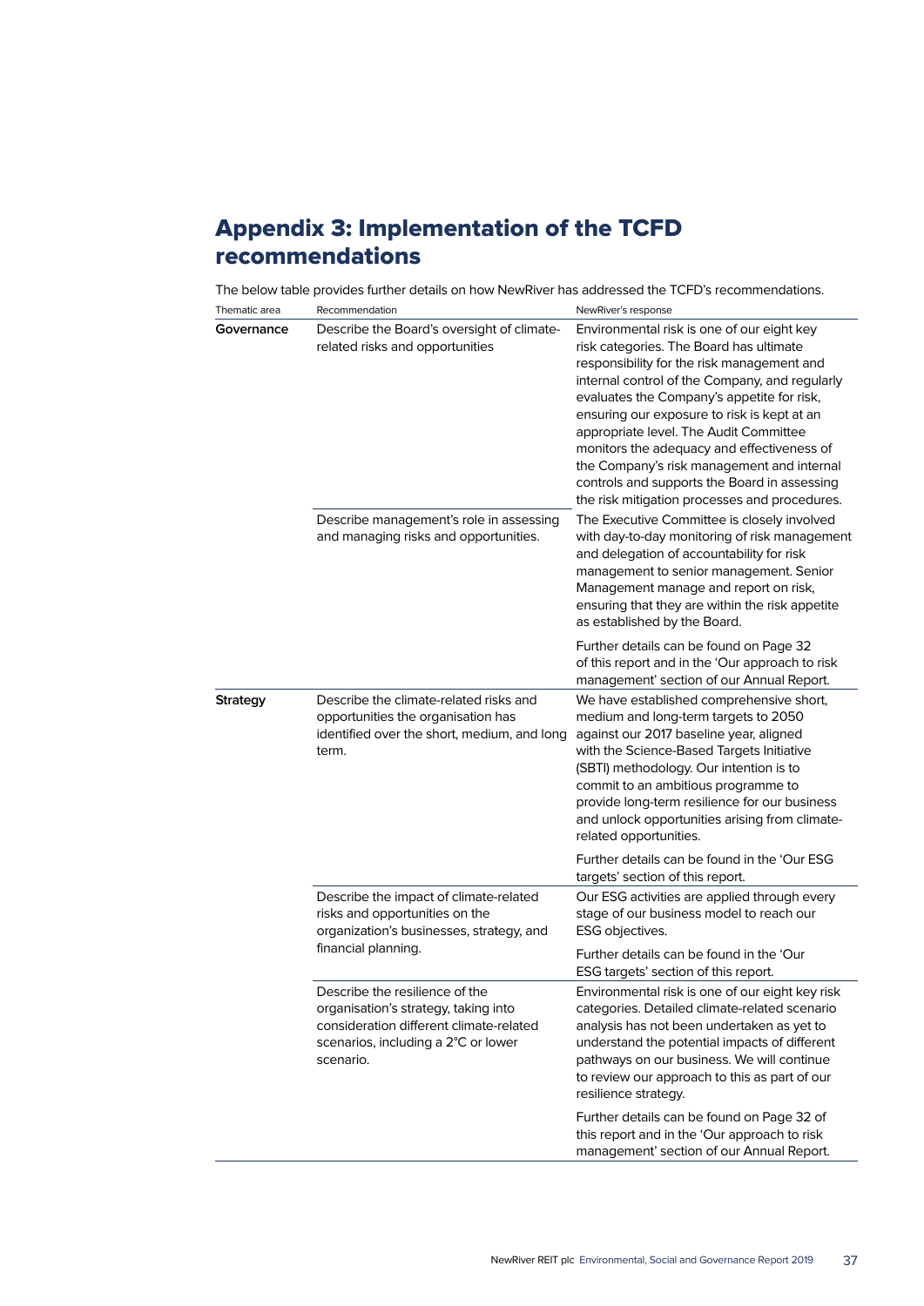# Appendix 3: Implementation of the TCFD recommendations

The below table provides further details on how NewRiver has addressed the TCFD's recommendations.

| Thematic area | Recommendation | NewRiver's response |
|---|---|---|
| **Governance** | Describe the Board's oversight of climate-related risks and opportunities | Environmental risk is one of our eight key risk categories. The Board has ultimate responsibility for the risk management and internal control of the Company, and regularly evaluates the Company's appetite for risk, ensuring our exposure to risk is kept at an appropriate level. The Audit Committee monitors the adequacy and effectiveness of the Company's risk management and internal controls and supports the Board in assessing the risk mitigation processes and procedures. |
| | Describe management's role in assessing and managing risks and opportunities. | The Executive Committee is closely involved with day-to-day monitoring of risk management and delegation of accountability for risk management to senior management. Senior Management manage and report on risk, ensuring that they are within the risk appetite as established by the Board.<br><br>Further details can be found on Page 32 of this report and in the 'Our approach to risk management' section of our Annual Report. |
| **Strategy** | Describe the climate-related risks and opportunities the organisation has identified over the short, medium, and long term. | We have established comprehensive short, medium and long-term targets to 2050 against our 2017 baseline year, aligned with the Science-Based Targets Initiative (SBTI) methodology. Our intention is to commit to an ambitious programme to provide long-term resilience for our business and unlock opportunities arising from climate-related opportunities.<br><br>Further details can be found in the 'Our ESG targets' section of this report. |
| | Describe the impact of climate-related risks and opportunities on the organization's businesses, strategy, and financial planning. | Our ESG activities are applied through every stage of our business model to reach our ESG objectives.<br><br>Further details can be found in the 'Our ESG targets' section of this report. |
| | Describe the resilience of the organisation's strategy, taking into consideration different climate-related scenarios, including a 2°C or lower scenario. | Environmental risk is one of our eight key risk categories. Detailed climate-related scenario analysis has not been undertaken as yet to understand the potential impacts of different pathways on our business. We will continue to review our approach to this as part of our resilience strategy.<br><br>Further details can be found on Page 32 of this report and in the 'Our approach to risk management' section of our Annual Report. |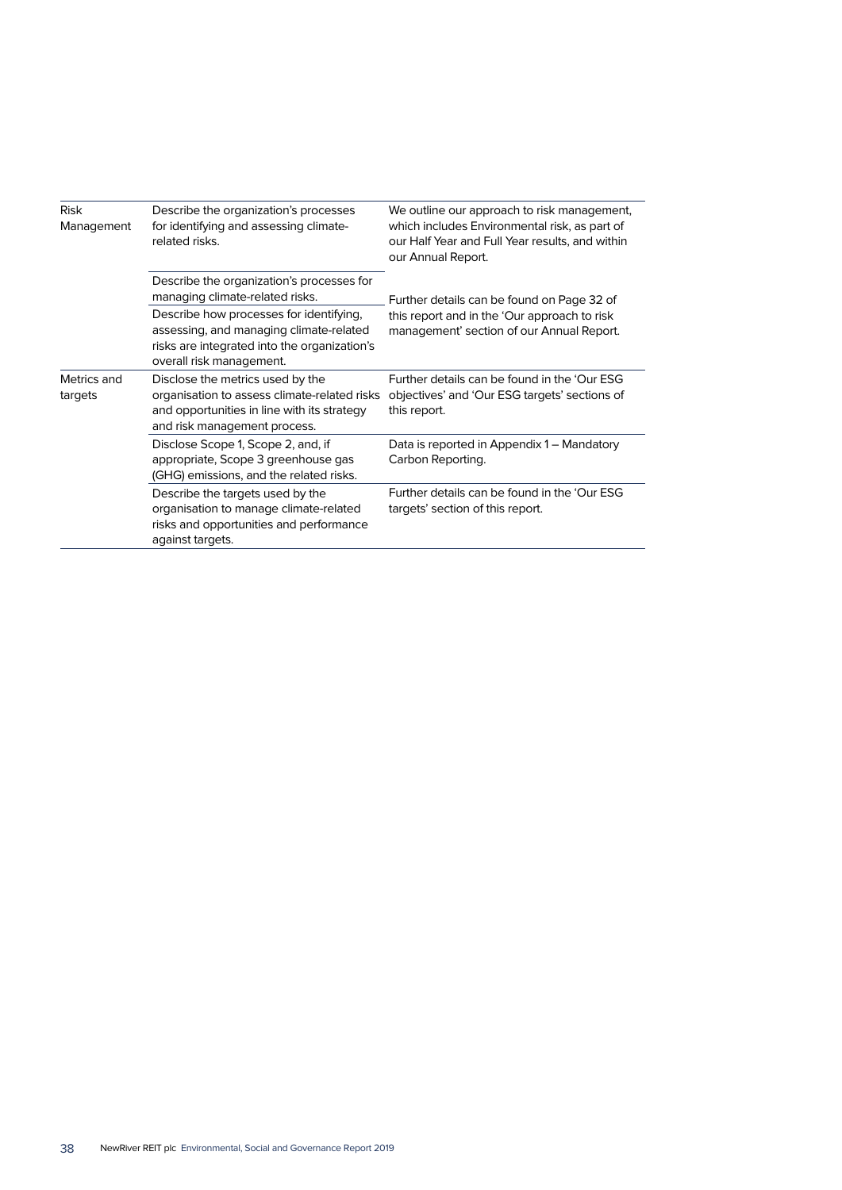| | | |
|---|---|---|
| Risk Management | Describe the organization's processes for identifying and assessing climate-related risks. | We outline our approach to risk management, which includes Environmental risk, as part of our Half Year and Full Year results, and within our Annual Report. |
| | Describe the organization's processes for managing climate-related risks. | Further details can be found on Page 32 of this report and in the 'Our approach to risk management' section of our Annual Report. |
| | Describe how processes for identifying, assessing, and managing climate-related risks are integrated into the organization's overall risk management. | |
| Metrics and targets | Disclose the metrics used by the organisation to assess climate-related risks and opportunities in line with its strategy and risk management process. | Further details can be found in the 'Our ESG objectives' and 'Our ESG targets' sections of this report. |
| | Disclose Scope 1, Scope 2, and, if appropriate, Scope 3 greenhouse gas (GHG) emissions, and the related risks. | Data is reported in Appendix 1 – Mandatory Carbon Reporting. |
| | Describe the targets used by the organisation to manage climate-related risks and opportunities and performance against targets. | Further details can be found in the 'Our ESG targets' section of this report. |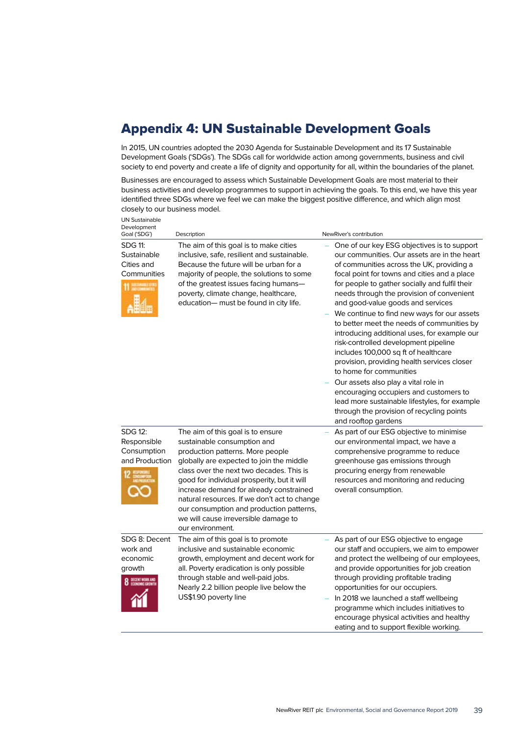# Appendix 4: UN Sustainable Development Goals

In 2015, UN countries adopted the 2030 Agenda for Sustainable Development and its 17 Sustainable Development Goals ('SDGs'). The SDGs call for worldwide action among governments, business and civil society to end poverty and create a life of dignity and opportunity for all, within the boundaries of the planet.

Businesses are encouraged to assess which Sustainable Development Goals are most material to their business activities and develop programmes to support in achieving the goals. To this end, we have this year identified three SDGs where we feel we can make the biggest positive difference, and which align most closely to our business model.

| UN Sustainable Development Goal ('SDG') | Description | NewRiver's contribution |
|---|---|---|
| SDG 11: Sustainable Cities and Communities | The aim of this goal is to make cities inclusive, safe, resilient and sustainable. Because the future will be urban for a majority of people, the solutions to some of the greatest issues facing humans—poverty, climate change, healthcare, education— must be found in city life. | – One of our key ESG objectives is to support our communities. Our assets are in the heart of communities across the UK, providing a focal point for towns and cities and a place for people to gather socially and fulfil their needs through the provision of convenient and good-value goods and services<br>– We continue to find new ways for our assets to better meet the needs of communities by introducing additional uses, for example our risk-controlled development pipeline includes 100,000 sq ft of healthcare provision, providing health services closer to home for communities<br>– Our assets also play a vital role in encouraging occupiers and customers to lead more sustainable lifestyles, for example through the provision of recycling points and rooftop gardens |
| SDG 12: Responsible Consumption and Production | The aim of this goal is to ensure sustainable consumption and production patterns. More people globally are expected to join the middle class over the next two decades. This is good for individual prosperity, but it will increase demand for already constrained natural resources. If we don't act to change our consumption and production patterns, we will cause irreversible damage to our environment. | – As part of our ESG objective to minimise our environmental impact, we have a comprehensive programme to reduce greenhouse gas emissions through procuring energy from renewable resources and monitoring and reducing overall consumption. |
| SDG 8: Decent work and economic growth | The aim of this goal is to promote inclusive and sustainable economic growth, employment and decent work for all. Poverty eradication is only possible through stable and well-paid jobs. Nearly 2.2 billion people live below the US$1.90 poverty line | – As part of our ESG objective to engage our staff and occupiers, we aim to empower and protect the wellbeing of our employees, and provide opportunities for job creation through providing profitable trading opportunities for our occupiers.<br>– In 2018 we launched a staff wellbeing programme which includes initiatives to encourage physical activities and healthy eating and to support flexible working. |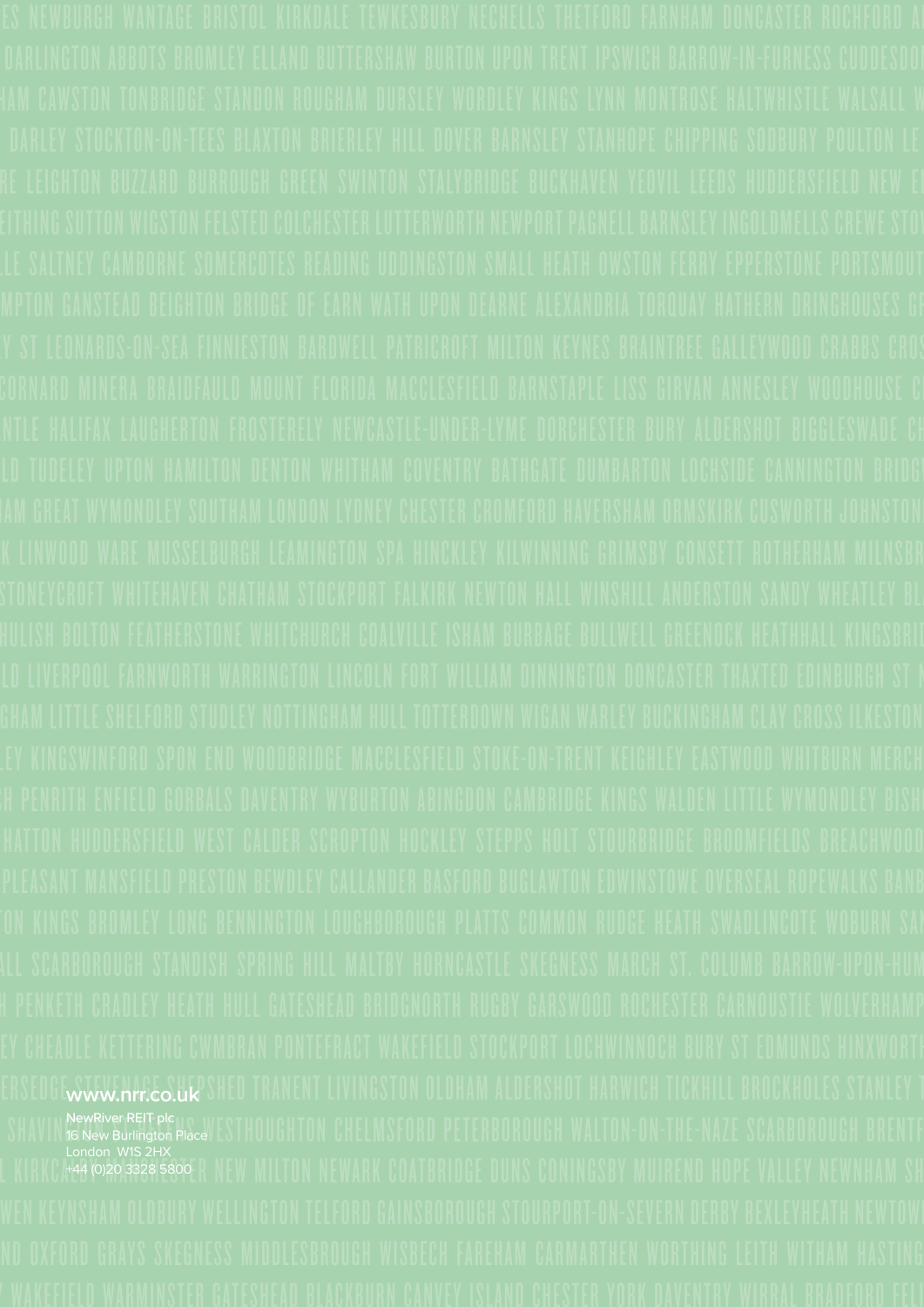**www.nrr.co.uk**

NewRiver REIT plc
16 New Burlington Place
London W1S 2HX
+44 (0)20 3328 5800